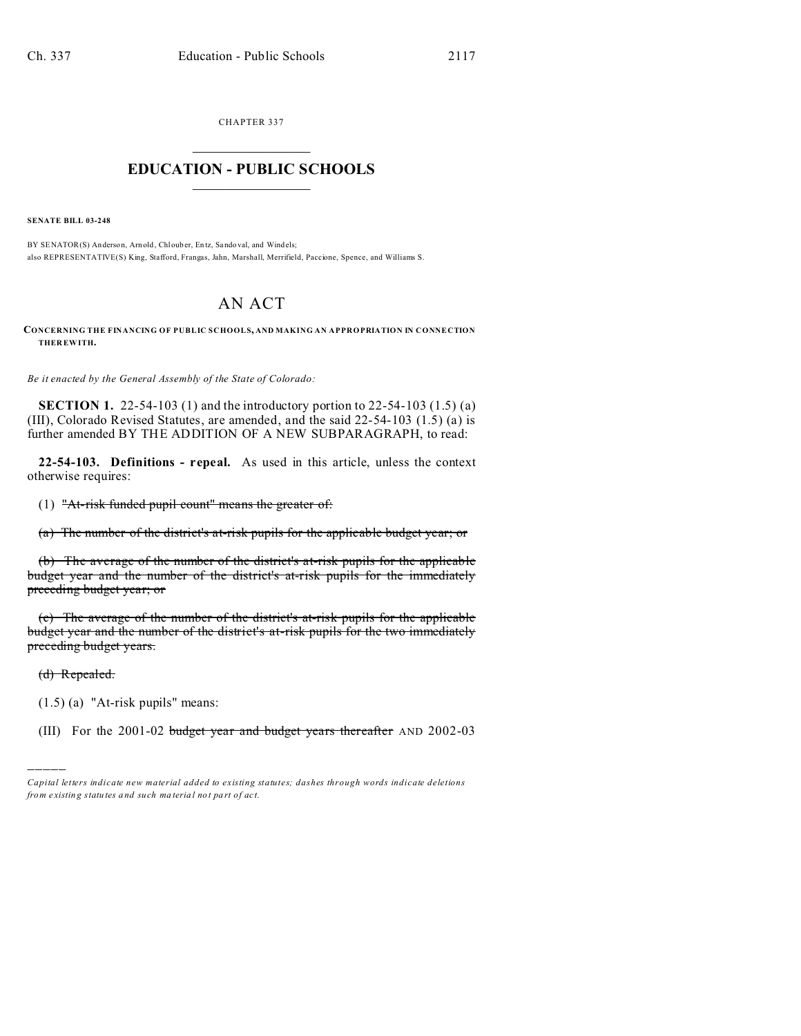CHAPTER 337

## EDUCATION - PUBLIC SCHOOLS

**SENATE BILL 03-248**

BY SENATOR(S) Anderson, Arnold, Chlouber, Entz, Sandoval, and Windels;
also REPRESENTATIVE(S) King, Stafford, Frangas, Jahn, Marshall, Merrifield, Paccione, Spence, and Williams S.

# AN ACT

**CONCERNING THE FINANCING OF PUBLIC SCHOOLS, AND MAKING AN APPROPRIATION IN CONNECTION THEREWITH.**

*Be it enacted by the General Assembly of the State of Colorado:*

**SECTION 1.** 22-54-103 (1) and the introductory portion to 22-54-103 (1.5) (a) (III), Colorado Revised Statutes, are amended, and the said 22-54-103 (1.5) (a) is further amended BY THE ADDITION OF A NEW SUBPARAGRAPH, to read:

**22-54-103. Definitions - repeal.** As used in this article, unless the context otherwise requires:

(1) ~~"At-risk funded pupil count" means the greater of:~~

~~(a) The number of the district's at-risk pupils for the applicable budget year; or~~

~~(b) The average of the number of the district's at-risk pupils for the applicable budget year and the number of the district's at-risk pupils for the immediately preceding budget year; or~~

~~(c) The average of the number of the district's at-risk pupils for the applicable budget year and the number of the district's at-risk pupils for the two immediately preceding budget years.~~

~~(d) Repealed.~~

(1.5) (a) "At-risk pupils" means:

(III) For the 2001-02 ~~budget year and budget years thereafter~~ AND 2002-03

---

*Capital letters indicate new material added to existing statutes; dashes through words indicate deletions from existing statutes and such material not part of act.*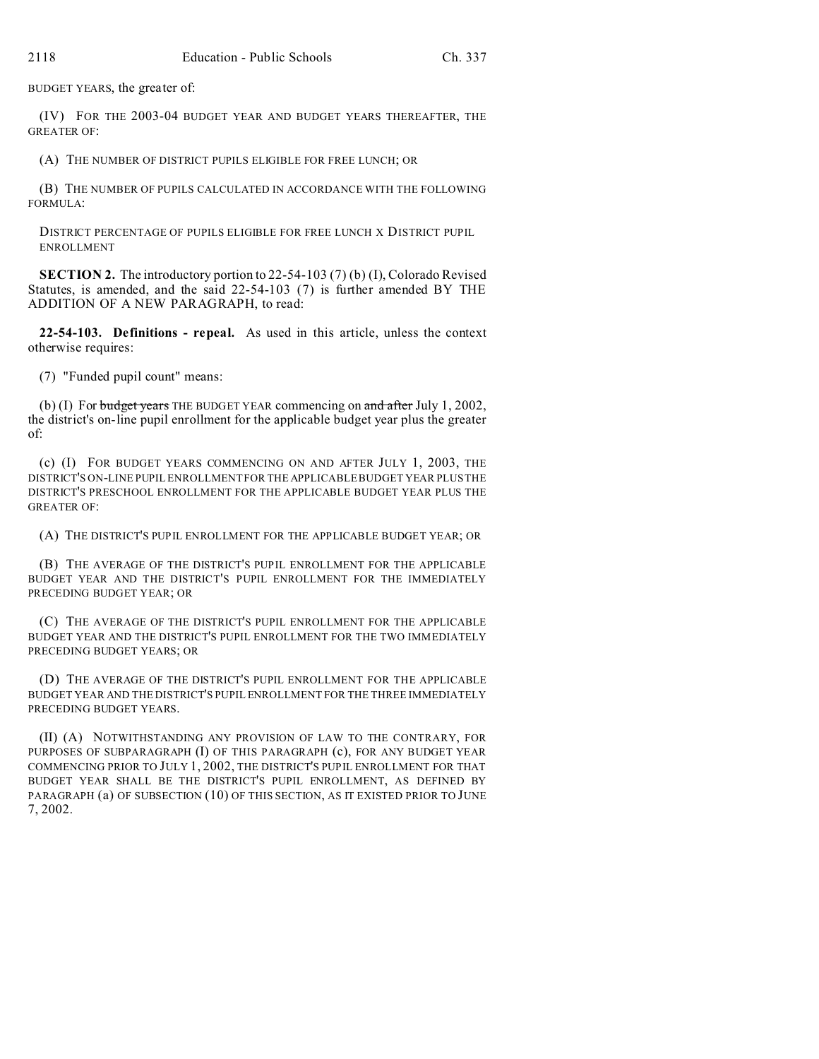BUDGET YEARS, the greater of:

(IV) FOR THE 2003-04 BUDGET YEAR AND BUDGET YEARS THEREAFTER, THE GREATER OF:

(A) THE NUMBER OF DISTRICT PUPILS ELIGIBLE FOR FREE LUNCH; OR

(B) THE NUMBER OF PUPILS CALCULATED IN ACCORDANCE WITH THE FOLLOWING FORMULA:

DISTRICT PERCENTAGE OF PUPILS ELIGIBLE FOR FREE LUNCH X DISTRICT PUPIL ENROLLMENT

**SECTION 2.** The introductory portion to 22-54-103 (7) (b) (I), Colorado Revised Statutes, is amended, and the said 22-54-103 (7) is further amended BY THE ADDITION OF A NEW PARAGRAPH, to read:

**22-54-103. Definitions - repeal.** As used in this article, unless the context otherwise requires:

(7) "Funded pupil count" means:

(b) (I) For ~~budget years~~ THE BUDGET YEAR commencing on ~~and after~~ July 1, 2002, the district's on-line pupil enrollment for the applicable budget year plus the greater of:

(c) (I) FOR BUDGET YEARS COMMENCING ON AND AFTER JULY 1, 2003, THE DISTRICT'S ON-LINE PUPIL ENROLLMENT FOR THE APPLICABLE BUDGET YEAR PLUS THE DISTRICT'S PRESCHOOL ENROLLMENT FOR THE APPLICABLE BUDGET YEAR PLUS THE GREATER OF:

(A) THE DISTRICT'S PUPIL ENROLLMENT FOR THE APPLICABLE BUDGET YEAR; OR

(B) THE AVERAGE OF THE DISTRICT'S PUPIL ENROLLMENT FOR THE APPLICABLE BUDGET YEAR AND THE DISTRICT'S PUPIL ENROLLMENT FOR THE IMMEDIATELY PRECEDING BUDGET YEAR; OR

(C) THE AVERAGE OF THE DISTRICT'S PUPIL ENROLLMENT FOR THE APPLICABLE BUDGET YEAR AND THE DISTRICT'S PUPIL ENROLLMENT FOR THE TWO IMMEDIATELY PRECEDING BUDGET YEARS; OR

(D) THE AVERAGE OF THE DISTRICT'S PUPIL ENROLLMENT FOR THE APPLICABLE BUDGET YEAR AND THE DISTRICT'S PUPIL ENROLLMENT FOR THE THREE IMMEDIATELY PRECEDING BUDGET YEARS.

(II) (A) NOTWITHSTANDING ANY PROVISION OF LAW TO THE CONTRARY, FOR PURPOSES OF SUBPARAGRAPH (I) OF THIS PARAGRAPH (c), FOR ANY BUDGET YEAR COMMENCING PRIOR TO JULY 1, 2002, THE DISTRICT'S PUPIL ENROLLMENT FOR THAT BUDGET YEAR SHALL BE THE DISTRICT'S PUPIL ENROLLMENT, AS DEFINED BY PARAGRAPH (a) OF SUBSECTION (10) OF THIS SECTION, AS IT EXISTED PRIOR TO JUNE 7, 2002.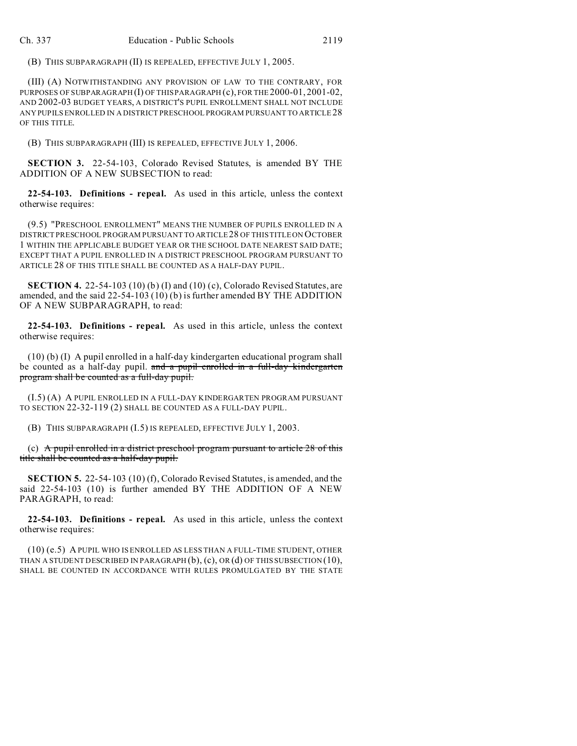(B) THIS SUBPARAGRAPH (II) IS REPEALED, EFFECTIVE JULY 1, 2005.

(III) (A) NOTWITHSTANDING ANY PROVISION OF LAW TO THE CONTRARY, FOR PURPOSES OF SUBPARAGRAPH (I) OF THIS PARAGRAPH (c), FOR THE 2000-01, 2001-02, AND 2002-03 BUDGET YEARS, A DISTRICT'S PUPIL ENROLLMENT SHALL NOT INCLUDE ANY PUPILS ENROLLED IN A DISTRICT PRESCHOOL PROGRAM PURSUANT TO ARTICLE 28 OF THIS TITLE.

(B) THIS SUBPARAGRAPH (III) IS REPEALED, EFFECTIVE JULY 1, 2006.

**SECTION 3.** 22-54-103, Colorado Revised Statutes, is amended BY THE ADDITION OF A NEW SUBSECTION to read:

**22-54-103. Definitions - repeal.** As used in this article, unless the context otherwise requires:

(9.5) "PRESCHOOL ENROLLMENT" MEANS THE NUMBER OF PUPILS ENROLLED IN A DISTRICT PRESCHOOL PROGRAM PURSUANT TO ARTICLE 28 OF THIS TITLE ON OCTOBER 1 WITHIN THE APPLICABLE BUDGET YEAR OR THE SCHOOL DATE NEAREST SAID DATE; EXCEPT THAT A PUPIL ENROLLED IN A DISTRICT PRESCHOOL PROGRAM PURSUANT TO ARTICLE 28 OF THIS TITLE SHALL BE COUNTED AS A HALF-DAY PUPIL.

**SECTION 4.** 22-54-103 (10) (b) (I) and (10) (c), Colorado Revised Statutes, are amended, and the said 22-54-103 (10) (b) is further amended BY THE ADDITION OF A NEW SUBPARAGRAPH, to read:

**22-54-103. Definitions - repeal.** As used in this article, unless the context otherwise requires:

(10) (b) (I) A pupil enrolled in a half-day kindergarten educational program shall be counted as a half-day pupil. ~~and a pupil enrolled in a full-day kindergarten program shall be counted as a full-day pupil.~~

(I.5) (A) A PUPIL ENROLLED IN A FULL-DAY KINDERGARTEN PROGRAM PURSUANT TO SECTION 22-32-119 (2) SHALL BE COUNTED AS A FULL-DAY PUPIL.

(B) THIS SUBPARAGRAPH (I.5) IS REPEALED, EFFECTIVE JULY 1, 2003.

(c) ~~A pupil enrolled in a district preschool program pursuant to article 28 of this title shall be counted as a half-day pupil.~~

**SECTION 5.** 22-54-103 (10) (f), Colorado Revised Statutes, is amended, and the said 22-54-103 (10) is further amended BY THE ADDITION OF A NEW PARAGRAPH, to read:

**22-54-103. Definitions - repeal.** As used in this article, unless the context otherwise requires:

(10) (e.5) A PUPIL WHO IS ENROLLED AS LESS THAN A FULL-TIME STUDENT, OTHER THAN A STUDENT DESCRIBED IN PARAGRAPH (b), (c), OR (d) OF THIS SUBSECTION (10), SHALL BE COUNTED IN ACCORDANCE WITH RULES PROMULGATED BY THE STATE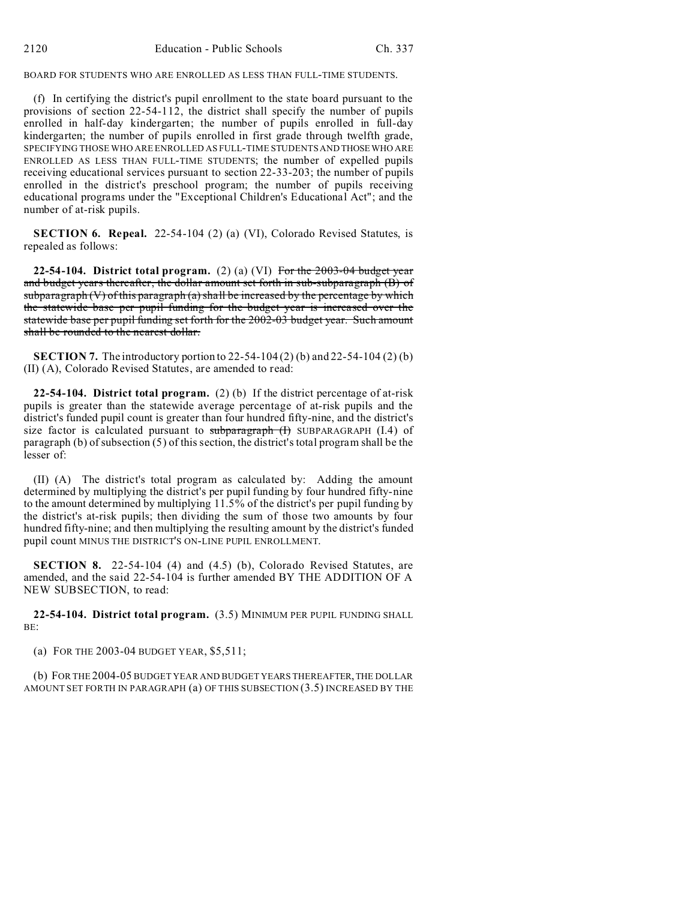BOARD FOR STUDENTS WHO ARE ENROLLED AS LESS THAN FULL-TIME STUDENTS.

(f) In certifying the district's pupil enrollment to the state board pursuant to the provisions of section 22-54-112, the district shall specify the number of pupils enrolled in half-day kindergarten; the number of pupils enrolled in full-day kindergarten; the number of pupils enrolled in first grade through twelfth grade, SPECIFYING THOSE WHO ARE ENROLLED AS FULL-TIME STUDENTS AND THOSE WHO ARE ENROLLED AS LESS THAN FULL-TIME STUDENTS; the number of expelled pupils receiving educational services pursuant to section 22-33-203; the number of pupils enrolled in the district's preschool program; the number of pupils receiving educational programs under the "Exceptional Children's Educational Act"; and the number of at-risk pupils.

**SECTION 6. Repeal.** 22-54-104 (2) (a) (VI), Colorado Revised Statutes, is repealed as follows:

**22-54-104. District total program.** (2) (a) (VI) ~~For the 2003-04 budget year and budget years thereafter, the dollar amount set forth in sub-subparagraph (B) of subparagraph (V) of this paragraph (a) shall be increased by the percentage by which the statewide base per pupil funding for the budget year is increased over the statewide base per pupil funding set forth for the 2002-03 budget year. Such amount shall be rounded to the nearest dollar.~~

**SECTION 7.** The introductory portion to 22-54-104 (2) (b) and 22-54-104 (2) (b) (II) (A), Colorado Revised Statutes, are amended to read:

**22-54-104. District total program.** (2) (b) If the district percentage of at-risk pupils is greater than the statewide average percentage of at-risk pupils and the district's funded pupil count is greater than four hundred fifty-nine, and the district's size factor is calculated pursuant to ~~subparagraph (I)~~ SUBPARAGRAPH (I.4) of paragraph (b) of subsection (5) of this section, the district's total program shall be the lesser of:

(II) (A) The district's total program as calculated by: Adding the amount determined by multiplying the district's per pupil funding by four hundred fifty-nine to the amount determined by multiplying 11.5% of the district's per pupil funding by the district's at-risk pupils; then dividing the sum of those two amounts by four hundred fifty-nine; and then multiplying the resulting amount by the district's funded pupil count MINUS THE DISTRICT'S ON-LINE PUPIL ENROLLMENT.

**SECTION 8.** 22-54-104 (4) and (4.5) (b), Colorado Revised Statutes, are amended, and the said 22-54-104 is further amended BY THE ADDITION OF A NEW SUBSECTION, to read:

**22-54-104. District total program.** (3.5) MINIMUM PER PUPIL FUNDING SHALL BE:

(a) FOR THE 2003-04 BUDGET YEAR, $5,511;

(b) FOR THE 2004-05 BUDGET YEAR AND BUDGET YEARS THEREAFTER, THE DOLLAR AMOUNT SET FORTH IN PARAGRAPH (a) OF THIS SUBSECTION (3.5) INCREASED BY THE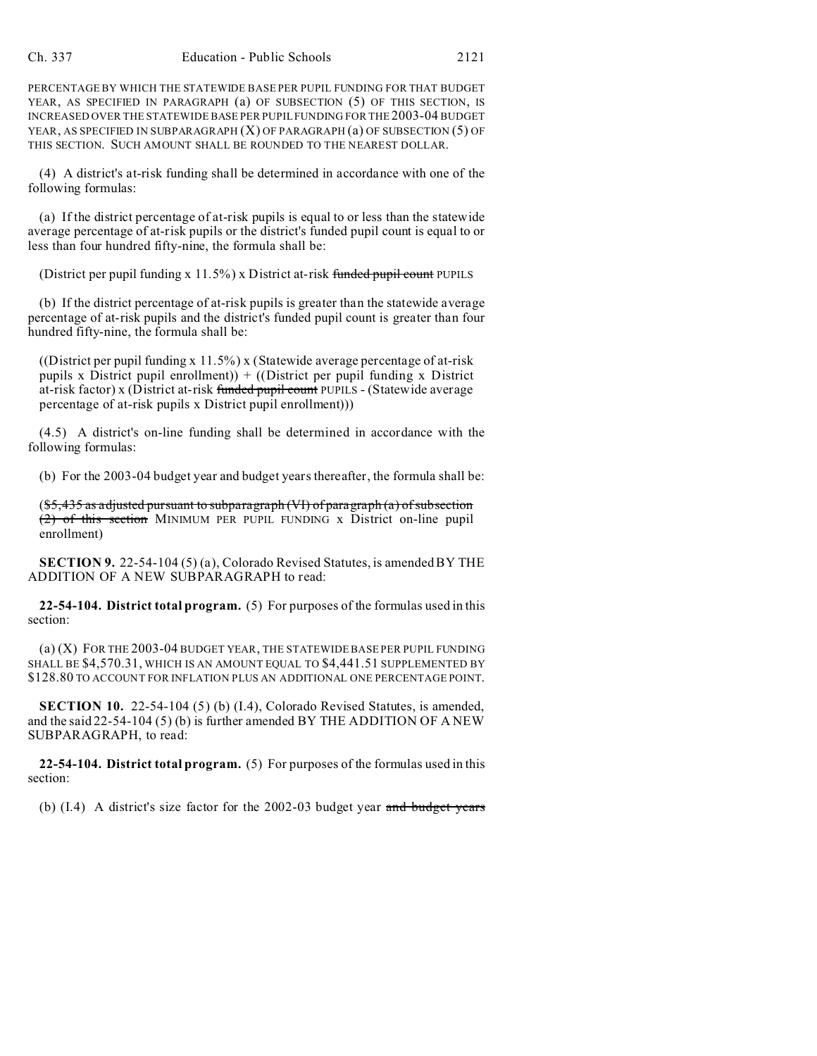PERCENTAGE BY WHICH THE STATEWIDE BASE PER PUPIL FUNDING FOR THAT BUDGET YEAR, AS SPECIFIED IN PARAGRAPH (a) OF SUBSECTION (5) OF THIS SECTION, IS INCREASED OVER THE STATEWIDE BASE PER PUPIL FUNDING FOR THE 2003-04 BUDGET YEAR, AS SPECIFIED IN SUBPARAGRAPH (X) OF PARAGRAPH (a) OF SUBSECTION (5) OF THIS SECTION. SUCH AMOUNT SHALL BE ROUNDED TO THE NEAREST DOLLAR.

(4) A district's at-risk funding shall be determined in accordance with one of the following formulas:

(a) If the district percentage of at-risk pupils is equal to or less than the statewide average percentage of at-risk pupils or the district's funded pupil count is equal to or less than four hundred fifty-nine, the formula shall be:

(District per pupil funding x 11.5%) x District at-risk ~~funded pupil count~~ PUPILS

(b) If the district percentage of at-risk pupils is greater than the statewide average percentage of at-risk pupils and the district's funded pupil count is greater than four hundred fifty-nine, the formula shall be:

((District per pupil funding x 11.5%) x (Statewide average percentage of at-risk pupils x District pupil enrollment)) + ((District per pupil funding x District at-risk factor) x (District at-risk ~~funded pupil count~~ PUPILS - (Statewide average percentage of at-risk pupils x District pupil enrollment)))

(4.5) A district's on-line funding shall be determined in accordance with the following formulas:

(b) For the 2003-04 budget year and budget years thereafter, the formula shall be:

(~~$5,435 as adjusted pursuant to subparagraph (VI) of paragraph (a) of subsection (2) of this section~~ MINIMUM PER PUPIL FUNDING x District on-line pupil enrollment)

**SECTION 9.** 22-54-104 (5) (a), Colorado Revised Statutes, is amended BY THE ADDITION OF A NEW SUBPARAGRAPH to read:

**22-54-104. District total program.** (5) For purposes of the formulas used in this section:

(a) (X) FOR THE 2003-04 BUDGET YEAR, THE STATEWIDE BASE PER PUPIL FUNDING SHALL BE $4,570.31, WHICH IS AN AMOUNT EQUAL TO $4,441.51 SUPPLEMENTED BY $128.80 TO ACCOUNT FOR INFLATION PLUS AN ADDITIONAL ONE PERCENTAGE POINT.

**SECTION 10.** 22-54-104 (5) (b) (I.4), Colorado Revised Statutes, is amended, and the said 22-54-104 (5) (b) is further amended BY THE ADDITION OF A NEW SUBPARAGRAPH, to read:

**22-54-104. District total program.** (5) For purposes of the formulas used in this section:

(b) (I.4) A district's size factor for the 2002-03 budget year ~~and budget years~~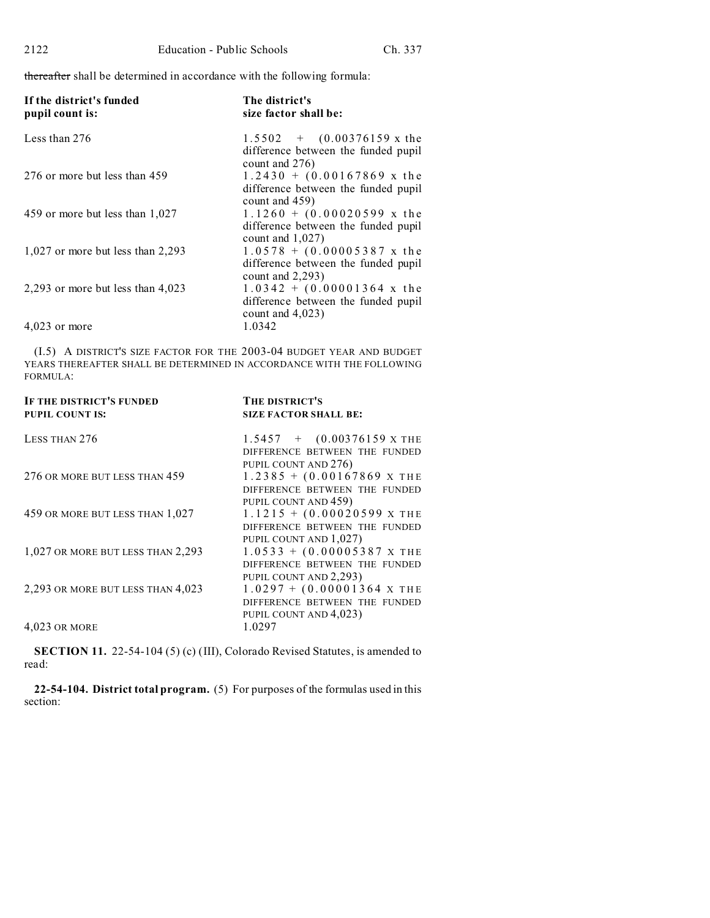~~thereafter~~ shall be determined in accordance with the following formula:

| If the district's funded pupil count is: | The district's size factor shall be: |
|---|---|
| Less than 276 | 1.5502 + (0.00376159 x the difference between the funded pupil count and 276) |
| 276 or more but less than 459 | 1.2430 + (0.00167869 x the difference between the funded pupil count and 459) |
| 459 or more but less than 1,027 | 1.1260 + (0.00020599 x the difference between the funded pupil count and 1,027) |
| 1,027 or more but less than 2,293 | 1.0578 + (0.00005387 x the difference between the funded pupil count and 2,293) |
| 2,293 or more but less than 4,023 | 1.0342 + (0.00001364 x the difference between the funded pupil count and 4,023) |
| 4,023 or more | 1.0342 |

(I.5) A DISTRICT'S SIZE FACTOR FOR THE 2003-04 BUDGET YEAR AND BUDGET YEARS THEREAFTER SHALL BE DETERMINED IN ACCORDANCE WITH THE FOLLOWING FORMULA:

| IF THE DISTRICT'S FUNDED PUPIL COUNT IS: | THE DISTRICT'S SIZE FACTOR SHALL BE: |
|---|---|
| LESS THAN 276 | 1.5457 + (0.00376159 X THE DIFFERENCE BETWEEN THE FUNDED PUPIL COUNT AND 276) |
| 276 OR MORE BUT LESS THAN 459 | 1.2385 + (0.00167869 X THE DIFFERENCE BETWEEN THE FUNDED PUPIL COUNT AND 459) |
| 459 OR MORE BUT LESS THAN 1,027 | 1.1215 + (0.00020599 X THE DIFFERENCE BETWEEN THE FUNDED PUPIL COUNT AND 1,027) |
| 1,027 OR MORE BUT LESS THAN 2,293 | 1.0533 + (0.00005387 X THE DIFFERENCE BETWEEN THE FUNDED PUPIL COUNT AND 2,293) |
| 2,293 OR MORE BUT LESS THAN 4,023 | 1.0297 + (0.00001364 X THE DIFFERENCE BETWEEN THE FUNDED PUPIL COUNT AND 4,023) |
| 4,023 OR MORE | 1.0297 |

**SECTION 11.** 22-54-104 (5) (c) (III), Colorado Revised Statutes, is amended to read:

**22-54-104. District total program.** (5) For purposes of the formulas used in this section: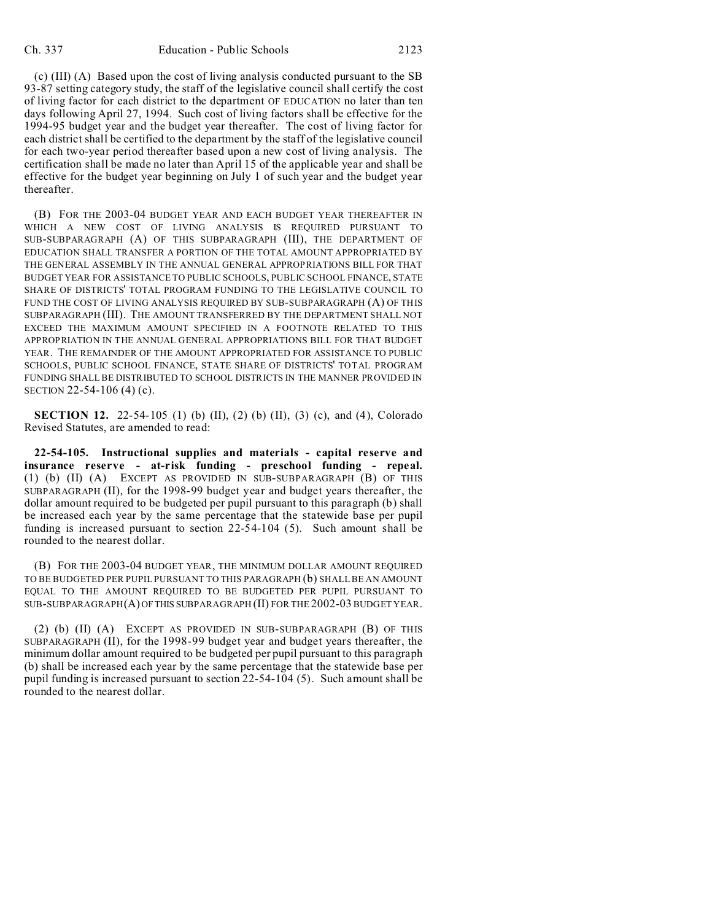(c) (III) (A) Based upon the cost of living analysis conducted pursuant to the SB 93-87 setting category study, the staff of the legislative council shall certify the cost of living factor for each district to the department OF EDUCATION no later than ten days following April 27, 1994. Such cost of living factors shall be effective for the 1994-95 budget year and the budget year thereafter. The cost of living factor for each district shall be certified to the department by the staff of the legislative council for each two-year period thereafter based upon a new cost of living analysis. The certification shall be made no later than April 15 of the applicable year and shall be effective for the budget year beginning on July 1 of such year and the budget year thereafter.

(B) FOR THE 2003-04 BUDGET YEAR AND EACH BUDGET YEAR THEREAFTER IN WHICH A NEW COST OF LIVING ANALYSIS IS REQUIRED PURSUANT TO SUB-SUBPARAGRAPH (A) OF THIS SUBPARAGRAPH (III), THE DEPARTMENT OF EDUCATION SHALL TRANSFER A PORTION OF THE TOTAL AMOUNT APPROPRIATED BY THE GENERAL ASSEMBLY IN THE ANNUAL GENERAL APPROPRIATIONS BILL FOR THAT BUDGET YEAR FOR ASSISTANCE TO PUBLIC SCHOOLS, PUBLIC SCHOOL FINANCE, STATE SHARE OF DISTRICTS' TOTAL PROGRAM FUNDING TO THE LEGISLATIVE COUNCIL TO FUND THE COST OF LIVING ANALYSIS REQUIRED BY SUB-SUBPARAGRAPH (A) OF THIS SUBPARAGRAPH (III). THE AMOUNT TRANSFERRED BY THE DEPARTMENT SHALL NOT EXCEED THE MAXIMUM AMOUNT SPECIFIED IN A FOOTNOTE RELATED TO THIS APPROPRIATION IN THE ANNUAL GENERAL APPROPRIATIONS BILL FOR THAT BUDGET YEAR. THE REMAINDER OF THE AMOUNT APPROPRIATED FOR ASSISTANCE TO PUBLIC SCHOOLS, PUBLIC SCHOOL FINANCE, STATE SHARE OF DISTRICTS' TOTAL PROGRAM FUNDING SHALL BE DISTRIBUTED TO SCHOOL DISTRICTS IN THE MANNER PROVIDED IN SECTION 22-54-106 (4) (c).

**SECTION 12.** 22-54-105 (1) (b) (II), (2) (b) (II), (3) (c), and (4), Colorado Revised Statutes, are amended to read:

**22-54-105. Instructional supplies and materials - capital reserve and insurance reserve - at-risk funding - preschool funding - repeal.** (1) (b) (II) (A) EXCEPT AS PROVIDED IN SUB-SUBPARAGRAPH (B) OF THIS SUBPARAGRAPH (II), for the 1998-99 budget year and budget years thereafter, the dollar amount required to be budgeted per pupil pursuant to this paragraph (b) shall be increased each year by the same percentage that the statewide base per pupil funding is increased pursuant to section 22-54-104 (5). Such amount shall be rounded to the nearest dollar.

(B) FOR THE 2003-04 BUDGET YEAR, THE MINIMUM DOLLAR AMOUNT REQUIRED TO BE BUDGETED PER PUPIL PURSUANT TO THIS PARAGRAPH (b) SHALL BE AN AMOUNT EQUAL TO THE AMOUNT REQUIRED TO BE BUDGETED PER PUPIL PURSUANT TO SUB-SUBPARAGRAPH (A) OF THIS SUBPARAGRAPH (II) FOR THE 2002-03 BUDGET YEAR.

(2) (b) (II) (A) EXCEPT AS PROVIDED IN SUB-SUBPARAGRAPH (B) OF THIS SUBPARAGRAPH (II), for the 1998-99 budget year and budget years thereafter, the minimum dollar amount required to be budgeted per pupil pursuant to this paragraph (b) shall be increased each year by the same percentage that the statewide base per pupil funding is increased pursuant to section 22-54-104 (5). Such amount shall be rounded to the nearest dollar.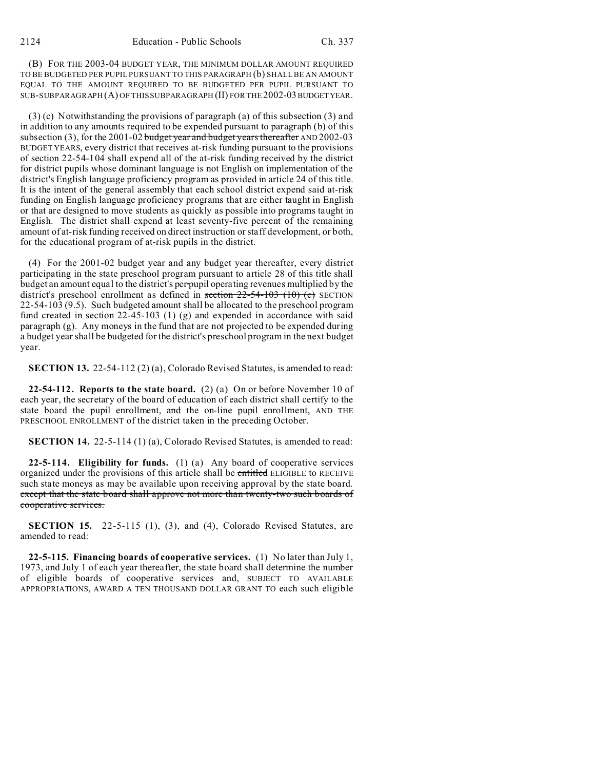(B) FOR THE 2003-04 BUDGET YEAR, THE MINIMUM DOLLAR AMOUNT REQUIRED TO BE BUDGETED PER PUPIL PURSUANT TO THIS PARAGRAPH (b) SHALL BE AN AMOUNT EQUAL TO THE AMOUNT REQUIRED TO BE BUDGETED PER PUPIL PURSUANT TO SUB-SUBPARAGRAPH (A) OF THIS SUBPARAGRAPH (II) FOR THE 2002-03 BUDGET YEAR.

(3) (c) Notwithstanding the provisions of paragraph (a) of this subsection (3) and in addition to any amounts required to be expended pursuant to paragraph (b) of this subsection (3), for the 2001-02 ~~budget year and budget years thereafter~~ AND 2002-03 BUDGET YEARS, every district that receives at-risk funding pursuant to the provisions of section 22-54-104 shall expend all of the at-risk funding received by the district for district pupils whose dominant language is not English on implementation of the district's English language proficiency program as provided in article 24 of this title. It is the intent of the general assembly that each school district expend said at-risk funding on English language proficiency programs that are either taught in English or that are designed to move students as quickly as possible into programs taught in English. The district shall expend at least seventy-five percent of the remaining amount of at-risk funding received on direct instruction or staff development, or both, for the educational program of at-risk pupils in the district.

(4) For the 2001-02 budget year and any budget year thereafter, every district participating in the state preschool program pursuant to article 28 of this title shall budget an amount equal to the district's per-pupil operating revenues multiplied by the district's preschool enrollment as defined in ~~section 22-54-103 (10) (c)~~ SECTION 22-54-103 (9.5). Such budgeted amount shall be allocated to the preschool program fund created in section 22-45-103 (1) (g) and expended in accordance with said paragraph (g). Any moneys in the fund that are not projected to be expended during a budget year shall be budgeted for the district's preschool program in the next budget year.

**SECTION 13.** 22-54-112 (2) (a), Colorado Revised Statutes, is amended to read:

**22-54-112. Reports to the state board.** (2) (a) On or before November 10 of each year, the secretary of the board of education of each district shall certify to the state board the pupil enrollment, ~~and~~ the on-line pupil enrollment, AND THE PRESCHOOL ENROLLMENT of the district taken in the preceding October.

**SECTION 14.** 22-5-114 (1) (a), Colorado Revised Statutes, is amended to read:

**22-5-114. Eligibility for funds.** (1) (a) Any board of cooperative services organized under the provisions of this article shall be ~~entitled~~ ELIGIBLE to RECEIVE such state moneys as may be available upon receiving approval by the state board. ~~except that the state board shall approve not more than twenty-two such boards of cooperative services.~~

**SECTION 15.** 22-5-115 (1), (3), and (4), Colorado Revised Statutes, are amended to read:

**22-5-115. Financing boards of cooperative services.** (1) No later than July 1, 1973, and July 1 of each year thereafter, the state board shall determine the number of eligible boards of cooperative services and, SUBJECT TO AVAILABLE APPROPRIATIONS, AWARD A TEN THOUSAND DOLLAR GRANT TO each such eligible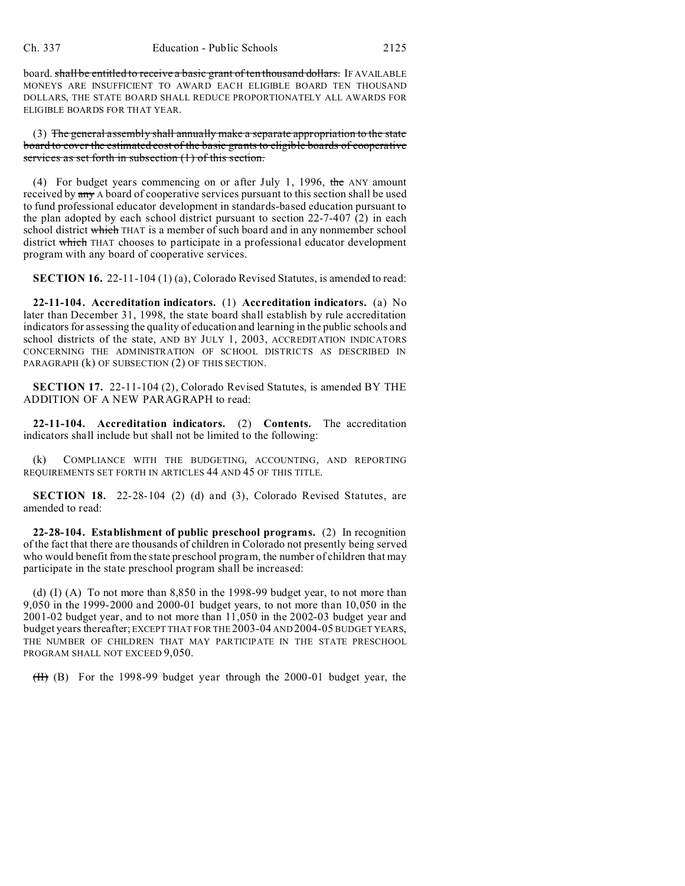board. ~~shall be entitled to receive a basic grant of ten thousand dollars.~~ IF AVAILABLE MONEYS ARE INSUFFICIENT TO AWARD EACH ELIGIBLE BOARD TEN THOUSAND DOLLARS, THE STATE BOARD SHALL REDUCE PROPORTIONATELY ALL AWARDS FOR ELIGIBLE BOARDS FOR THAT YEAR.

(3) ~~The general assembly shall annually make a separate appropriation to the state board to cover the estimated cost of the basic grants to eligible boards of cooperative services as set forth in subsection (1) of this section.~~

(4) For budget years commencing on or after July 1, 1996, ~~the~~ ANY amount received by ~~any~~ A board of cooperative services pursuant to this section shall be used to fund professional educator development in standards-based education pursuant to the plan adopted by each school district pursuant to section 22-7-407 (2) in each school district ~~which~~ THAT is a member of such board and in any nonmember school district ~~which~~ THAT chooses to participate in a professional educator development program with any board of cooperative services.

**SECTION 16.** 22-11-104 (1) (a), Colorado Revised Statutes, is amended to read:

**22-11-104. Accreditation indicators.** (1) **Accreditation indicators.** (a) No later than December 31, 1998, the state board shall establish by rule accreditation indicators for assessing the quality of education and learning in the public schools and school districts of the state, AND BY JULY 1, 2003, ACCREDITATION INDICATORS CONCERNING THE ADMINISTRATION OF SCHOOL DISTRICTS AS DESCRIBED IN PARAGRAPH (k) OF SUBSECTION (2) OF THIS SECTION.

**SECTION 17.** 22-11-104 (2), Colorado Revised Statutes, is amended BY THE ADDITION OF A NEW PARAGRAPH to read:

**22-11-104. Accreditation indicators.** (2) **Contents.** The accreditation indicators shall include but shall not be limited to the following:

(k) COMPLIANCE WITH THE BUDGETING, ACCOUNTING, AND REPORTING REQUIREMENTS SET FORTH IN ARTICLES 44 AND 45 OF THIS TITLE.

**SECTION 18.** 22-28-104 (2) (d) and (3), Colorado Revised Statutes, are amended to read:

**22-28-104. Establishment of public preschool programs.** (2) In recognition of the fact that there are thousands of children in Colorado not presently being served who would benefit from the state preschool program, the number of children that may participate in the state preschool program shall be increased:

(d) (I) (A) To not more than 8,850 in the 1998-99 budget year, to not more than 9,050 in the 1999-2000 and 2000-01 budget years, to not more than 10,050 in the 2001-02 budget year, and to not more than 11,050 in the 2002-03 budget year and budget years thereafter; EXCEPT THAT FOR THE 2003-04 AND 2004-05 BUDGET YEARS, THE NUMBER OF CHILDREN THAT MAY PARTICIPATE IN THE STATE PRESCHOOL PROGRAM SHALL NOT EXCEED 9,050.

~~(II)~~ (B) For the 1998-99 budget year through the 2000-01 budget year, the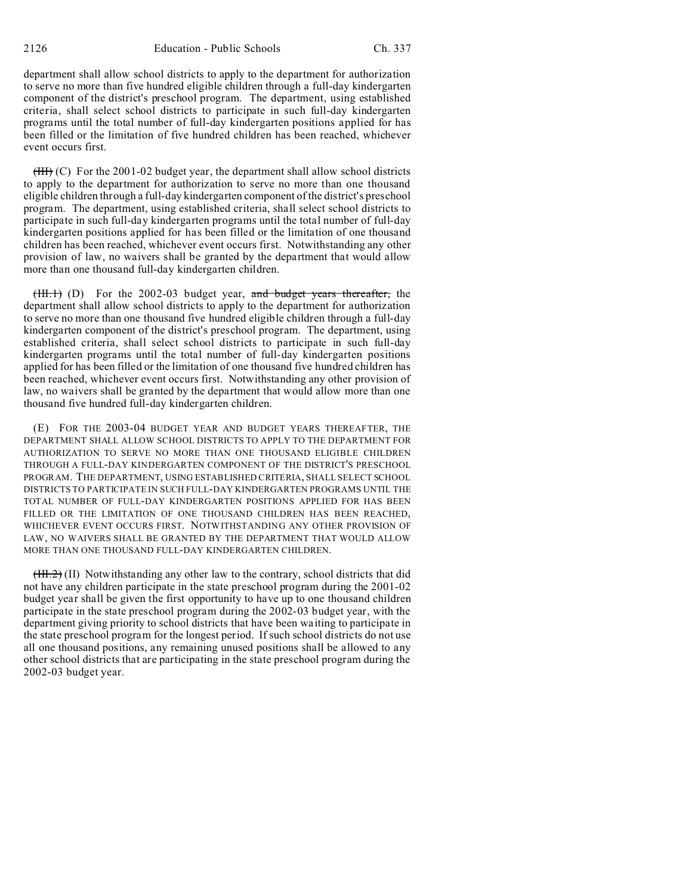department shall allow school districts to apply to the department for authorization to serve no more than five hundred eligible children through a full-day kindergarten component of the district's preschool program. The department, using established criteria, shall select school districts to participate in such full-day kindergarten programs until the total number of full-day kindergarten positions applied for has been filled or the limitation of five hundred children has been reached, whichever event occurs first.

~~(III)~~ (C) For the 2001-02 budget year, the department shall allow school districts to apply to the department for authorization to serve no more than one thousand eligible children through a full-day kindergarten component of the district's preschool program. The department, using established criteria, shall select school districts to participate in such full-day kindergarten programs until the total number of full-day kindergarten positions applied for has been filled or the limitation of one thousand children has been reached, whichever event occurs first. Notwithstanding any other provision of law, no waivers shall be granted by the department that would allow more than one thousand full-day kindergarten children.

~~(III.1)~~ (D) For the 2002-03 budget year, ~~and budget years thereafter,~~ the department shall allow school districts to apply to the department for authorization to serve no more than one thousand five hundred eligible children through a full-day kindergarten component of the district's preschool program. The department, using established criteria, shall select school districts to participate in such full-day kindergarten programs until the total number of full-day kindergarten positions applied for has been filled or the limitation of one thousand five hundred children has been reached, whichever event occurs first. Notwithstanding any other provision of law, no waivers shall be granted by the department that would allow more than one thousand five hundred full-day kindergarten children.

(E) FOR THE 2003-04 BUDGET YEAR AND BUDGET YEARS THEREAFTER, THE DEPARTMENT SHALL ALLOW SCHOOL DISTRICTS TO APPLY TO THE DEPARTMENT FOR AUTHORIZATION TO SERVE NO MORE THAN ONE THOUSAND ELIGIBLE CHILDREN THROUGH A FULL-DAY KINDERGARTEN COMPONENT OF THE DISTRICT'S PRESCHOOL PROGRAM. THE DEPARTMENT, USING ESTABLISHED CRITERIA, SHALL SELECT SCHOOL DISTRICTS TO PARTICIPATE IN SUCH FULL-DAY KINDERGARTEN PROGRAMS UNTIL THE TOTAL NUMBER OF FULL-DAY KINDERGARTEN POSITIONS APPLIED FOR HAS BEEN FILLED OR THE LIMITATION OF ONE THOUSAND CHILDREN HAS BEEN REACHED, WHICHEVER EVENT OCCURS FIRST. NOTWITHSTANDING ANY OTHER PROVISION OF LAW, NO WAIVERS SHALL BE GRANTED BY THE DEPARTMENT THAT WOULD ALLOW MORE THAN ONE THOUSAND FULL-DAY KINDERGARTEN CHILDREN.

~~(III.2)~~ (II) Notwithstanding any other law to the contrary, school districts that did not have any children participate in the state preschool program during the 2001-02 budget year shall be given the first opportunity to have up to one thousand children participate in the state preschool program during the 2002-03 budget year, with the department giving priority to school districts that have been waiting to participate in the state preschool program for the longest period. If such school districts do not use all one thousand positions, any remaining unused positions shall be allowed to any other school districts that are participating in the state preschool program during the 2002-03 budget year.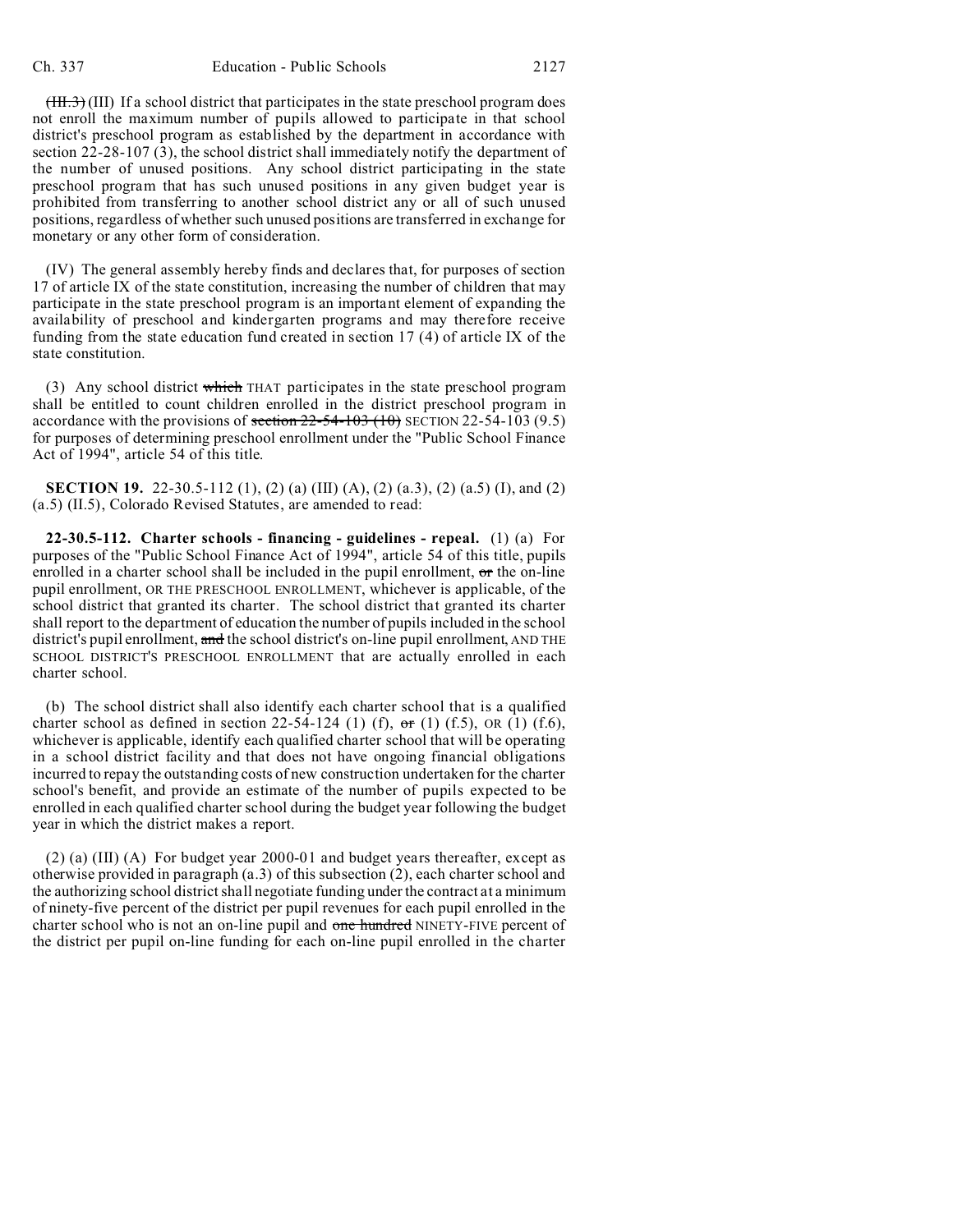~~(III.3)~~ (III) If a school district that participates in the state preschool program does not enroll the maximum number of pupils allowed to participate in that school district's preschool program as established by the department in accordance with section 22-28-107 (3), the school district shall immediately notify the department of the number of unused positions. Any school district participating in the state preschool program that has such unused positions in any given budget year is prohibited from transferring to another school district any or all of such unused positions, regardless of whether such unused positions are transferred in exchange for monetary or any other form of consideration.

(IV) The general assembly hereby finds and declares that, for purposes of section 17 of article IX of the state constitution, increasing the number of children that may participate in the state preschool program is an important element of expanding the availability of preschool and kindergarten programs and may therefore receive funding from the state education fund created in section 17 (4) of article IX of the state constitution.

(3) Any school district ~~which~~ THAT participates in the state preschool program shall be entitled to count children enrolled in the district preschool program in accordance with the provisions of ~~section 22-54-103 (10)~~ SECTION 22-54-103 (9.5) for purposes of determining preschool enrollment under the "Public School Finance Act of 1994", article 54 of this title.

**SECTION 19.** 22-30.5-112 (1), (2) (a) (III) (A), (2) (a.3), (2) (a.5) (I), and (2) (a.5) (II.5), Colorado Revised Statutes, are amended to read:

**22-30.5-112. Charter schools - financing - guidelines - repeal.** (1) (a) For purposes of the "Public School Finance Act of 1994", article 54 of this title, pupils enrolled in a charter school shall be included in the pupil enrollment, ~~or~~ the on-line pupil enrollment, OR THE PRESCHOOL ENROLLMENT, whichever is applicable, of the school district that granted its charter. The school district that granted its charter shall report to the department of education the number of pupils included in the school district's pupil enrollment, ~~and~~ the school district's on-line pupil enrollment, AND THE SCHOOL DISTRICT'S PRESCHOOL ENROLLMENT that are actually enrolled in each charter school.

(b) The school district shall also identify each charter school that is a qualified charter school as defined in section 22-54-124 (1) (f), ~~or~~ (1) (f.5), OR (1) (f.6), whichever is applicable, identify each qualified charter school that will be operating in a school district facility and that does not have ongoing financial obligations incurred to repay the outstanding costs of new construction undertaken for the charter school's benefit, and provide an estimate of the number of pupils expected to be enrolled in each qualified charter school during the budget year following the budget year in which the district makes a report.

(2) (a) (III) (A) For budget year 2000-01 and budget years thereafter, except as otherwise provided in paragraph (a.3) of this subsection (2), each charter school and the authorizing school district shall negotiate funding under the contract at a minimum of ninety-five percent of the district per pupil revenues for each pupil enrolled in the charter school who is not an on-line pupil and ~~one hundred~~ NINETY-FIVE percent of the district per pupil on-line funding for each on-line pupil enrolled in the charter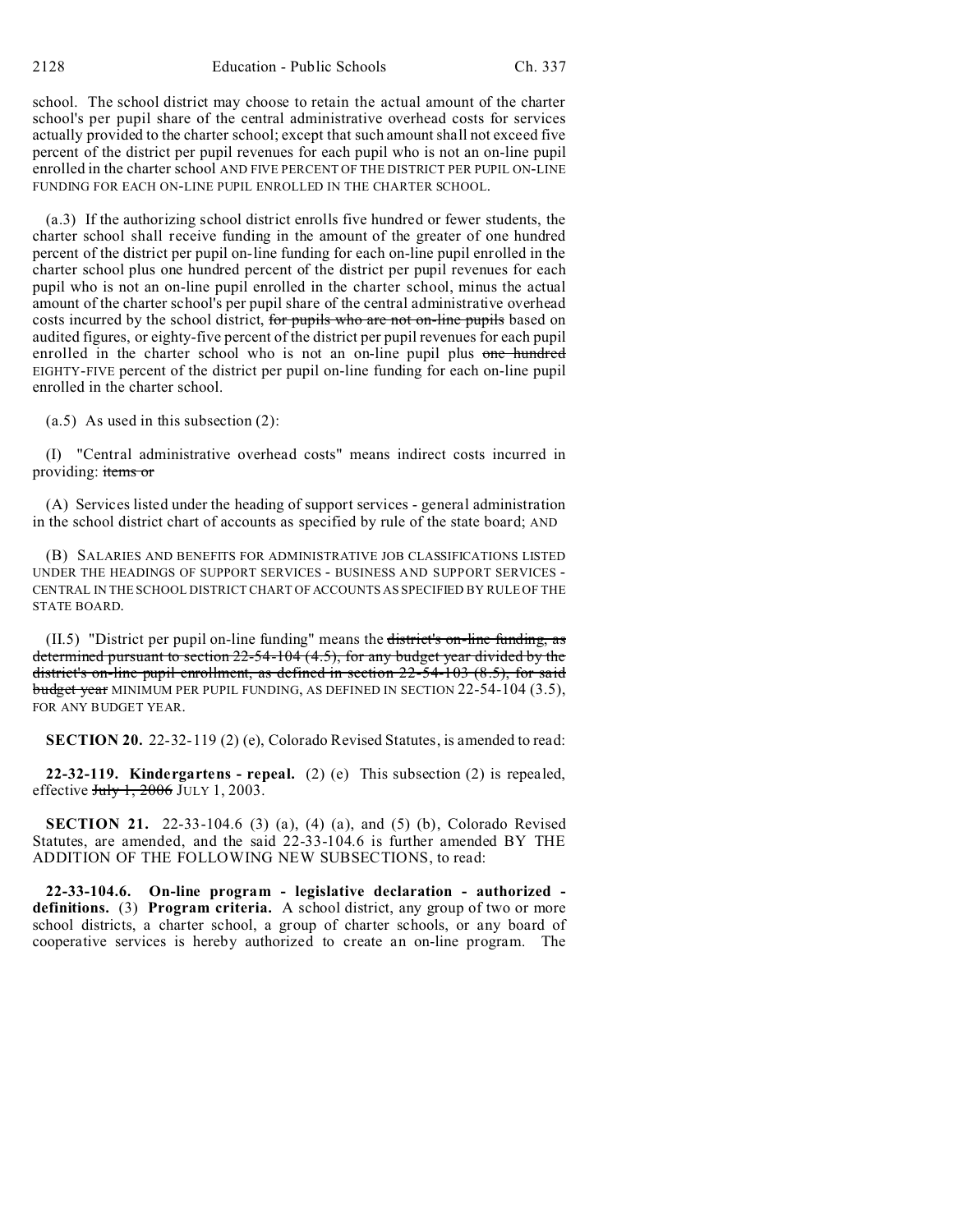school. The school district may choose to retain the actual amount of the charter school's per pupil share of the central administrative overhead costs for services actually provided to the charter school; except that such amount shall not exceed five percent of the district per pupil revenues for each pupil who is not an on-line pupil enrolled in the charter school AND FIVE PERCENT OF THE DISTRICT PER PUPIL ON-LINE FUNDING FOR EACH ON-LINE PUPIL ENROLLED IN THE CHARTER SCHOOL.

(a.3) If the authorizing school district enrolls five hundred or fewer students, the charter school shall receive funding in the amount of the greater of one hundred percent of the district per pupil on-line funding for each on-line pupil enrolled in the charter school plus one hundred percent of the district per pupil revenues for each pupil who is not an on-line pupil enrolled in the charter school, minus the actual amount of the charter school's per pupil share of the central administrative overhead costs incurred by the school district, ~~for pupils who are not on-line pupils~~ based on audited figures, or eighty-five percent of the district per pupil revenues for each pupil enrolled in the charter school who is not an on-line pupil plus ~~one hundred~~ EIGHTY-FIVE percent of the district per pupil on-line funding for each on-line pupil enrolled in the charter school.

(a.5) As used in this subsection (2):

(I) "Central administrative overhead costs" means indirect costs incurred in providing: ~~items or~~

(A) Services listed under the heading of support services - general administration in the school district chart of accounts as specified by rule of the state board; AND

(B) SALARIES AND BENEFITS FOR ADMINISTRATIVE JOB CLASSIFICATIONS LISTED UNDER THE HEADINGS OF SUPPORT SERVICES - BUSINESS AND SUPPORT SERVICES - CENTRAL IN THE SCHOOL DISTRICT CHART OF ACCOUNTS AS SPECIFIED BY RULE OF THE STATE BOARD.

(II.5) "District per pupil on-line funding" means the ~~district's on-line funding, as determined pursuant to section 22-54-104 (4.5), for any budget year divided by the district's on-line pupil enrollment, as defined in section 22-54-103 (8.5), for said budget year~~ MINIMUM PER PUPIL FUNDING, AS DEFINED IN SECTION 22-54-104 (3.5), FOR ANY BUDGET YEAR.

**SECTION 20.** 22-32-119 (2) (e), Colorado Revised Statutes, is amended to read:

**22-32-119. Kindergartens - repeal.** (2) (e) This subsection (2) is repealed, effective ~~July 1, 2006~~ JULY 1, 2003.

**SECTION 21.** 22-33-104.6 (3) (a), (4) (a), and (5) (b), Colorado Revised Statutes, are amended, and the said 22-33-104.6 is further amended BY THE ADDITION OF THE FOLLOWING NEW SUBSECTIONS, to read:

**22-33-104.6. On-line program - legislative declaration - authorized - definitions.** (3) **Program criteria.** A school district, any group of two or more school districts, a charter school, a group of charter schools, or any board of cooperative services is hereby authorized to create an on-line program. The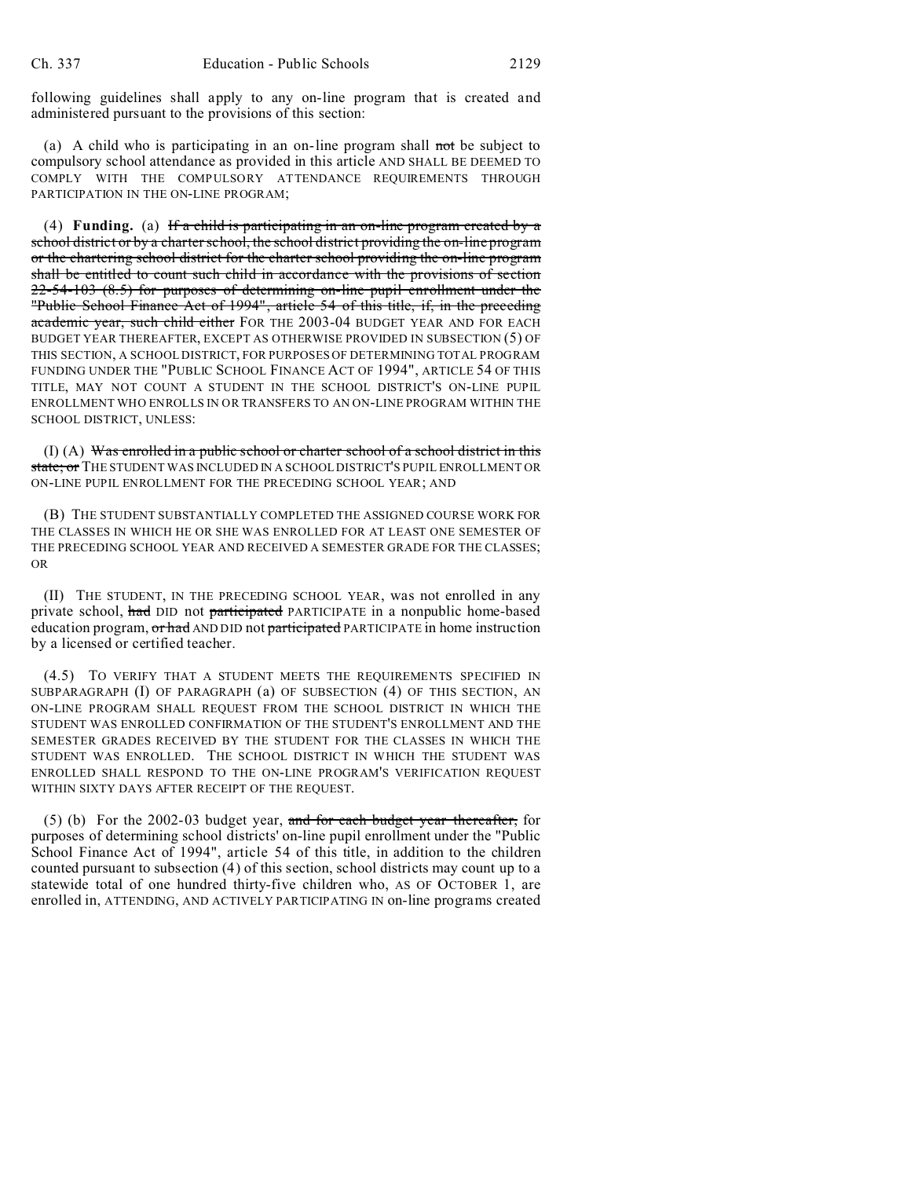following guidelines shall apply to any on-line program that is created and administered pursuant to the provisions of this section:

(a) A child who is participating in an on-line program shall ~~not~~ be subject to compulsory school attendance as provided in this article AND SHALL BE DEEMED TO COMPLY WITH THE COMPULSORY ATTENDANCE REQUIREMENTS THROUGH PARTICIPATION IN THE ON-LINE PROGRAM;

(4) **Funding.** (a) ~~If a child is participating in an on-line program created by a school district or by a charter school, the school district providing the on-line program or the chartering school district for the charter school providing the on-line program shall be entitled to count such child in accordance with the provisions of section 22-54-103 (8.5) for purposes of determining on-line pupil enrollment under the "Public School Finance Act of 1994", article 54 of this title, if, in the preceding academic year, such child either~~ FOR THE 2003-04 BUDGET YEAR AND FOR EACH BUDGET YEAR THEREAFTER, EXCEPT AS OTHERWISE PROVIDED IN SUBSECTION (5) OF THIS SECTION, A SCHOOL DISTRICT, FOR PURPOSES OF DETERMINING TOTAL PROGRAM FUNDING UNDER THE "PUBLIC SCHOOL FINANCE ACT OF 1994", ARTICLE 54 OF THIS TITLE, MAY NOT COUNT A STUDENT IN THE SCHOOL DISTRICT'S ON-LINE PUPIL ENROLLMENT WHO ENROLLS IN OR TRANSFERS TO AN ON-LINE PROGRAM WITHIN THE SCHOOL DISTRICT, UNLESS:

(I) (A) ~~Was enrolled in a public school or charter school of a school district in this state; or~~ THE STUDENT WAS INCLUDED IN A SCHOOL DISTRICT'S PUPIL ENROLLMENT OR ON-LINE PUPIL ENROLLMENT FOR THE PRECEDING SCHOOL YEAR; AND

(B) THE STUDENT SUBSTANTIALLY COMPLETED THE ASSIGNED COURSE WORK FOR THE CLASSES IN WHICH HE OR SHE WAS ENROLLED FOR AT LEAST ONE SEMESTER OF THE PRECEDING SCHOOL YEAR AND RECEIVED A SEMESTER GRADE FOR THE CLASSES; OR

(II) THE STUDENT, IN THE PRECEDING SCHOOL YEAR, was not enrolled in any private school, ~~had~~ DID not ~~participated~~ PARTICIPATE in a nonpublic home-based education program, ~~or had~~ AND DID not ~~participated~~ PARTICIPATE in home instruction by a licensed or certified teacher.

(4.5) TO VERIFY THAT A STUDENT MEETS THE REQUIREMENTS SPECIFIED IN SUBPARAGRAPH (I) OF PARAGRAPH (a) OF SUBSECTION (4) OF THIS SECTION, AN ON-LINE PROGRAM SHALL REQUEST FROM THE SCHOOL DISTRICT IN WHICH THE STUDENT WAS ENROLLED CONFIRMATION OF THE STUDENT'S ENROLLMENT AND THE SEMESTER GRADES RECEIVED BY THE STUDENT FOR THE CLASSES IN WHICH THE STUDENT WAS ENROLLED. THE SCHOOL DISTRICT IN WHICH THE STUDENT WAS ENROLLED SHALL RESPOND TO THE ON-LINE PROGRAM'S VERIFICATION REQUEST WITHIN SIXTY DAYS AFTER RECEIPT OF THE REQUEST.

(5) (b) For the 2002-03 budget year, ~~and for each budget year thereafter,~~ for purposes of determining school districts' on-line pupil enrollment under the "Public School Finance Act of 1994", article 54 of this title, in addition to the children counted pursuant to subsection (4) of this section, school districts may count up to a statewide total of one hundred thirty-five children who, AS OF OCTOBER 1, are enrolled in, ATTENDING, AND ACTIVELY PARTICIPATING IN on-line programs created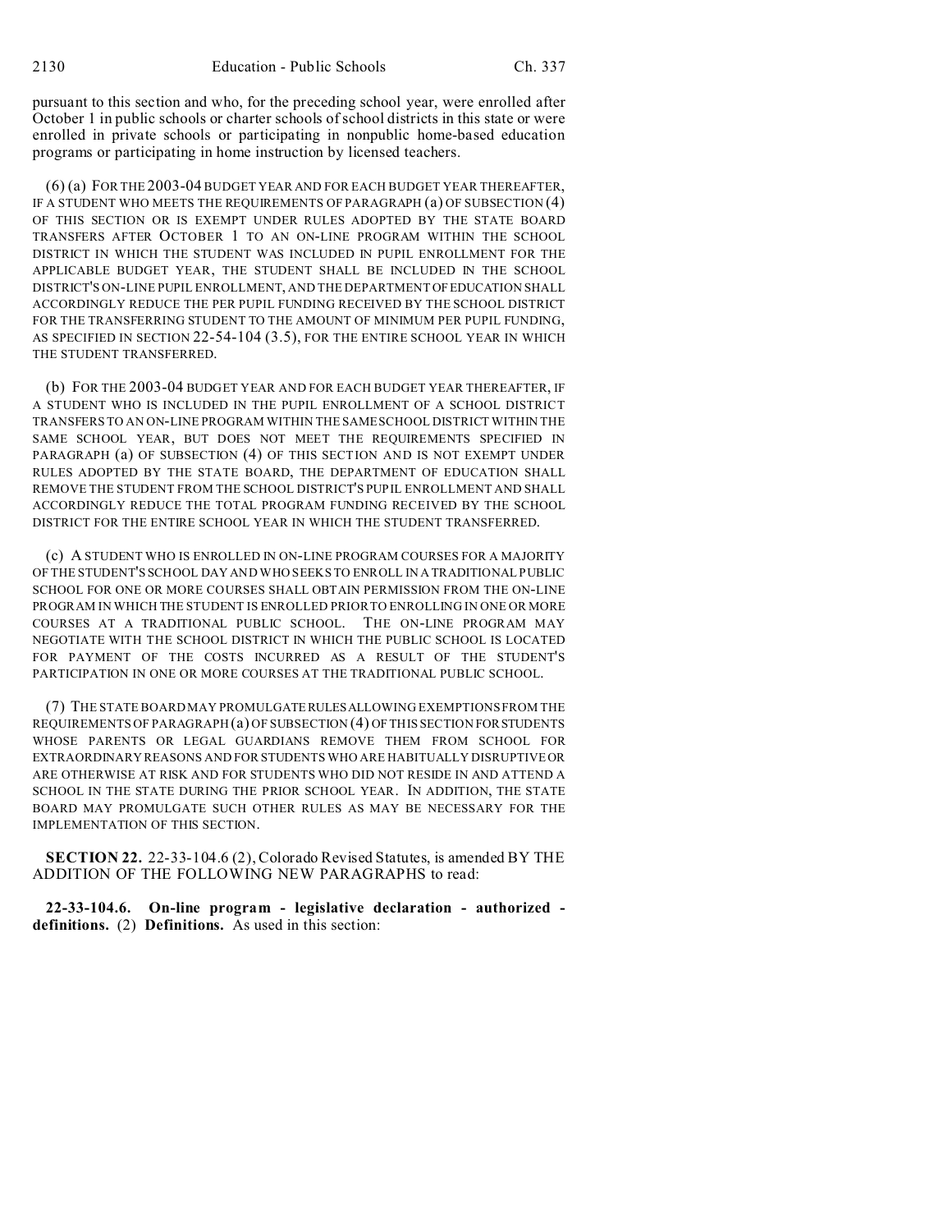pursuant to this section and who, for the preceding school year, were enrolled after October 1 in public schools or charter schools of school districts in this state or were enrolled in private schools or participating in nonpublic home-based education programs or participating in home instruction by licensed teachers.

(6) (a) FOR THE 2003-04 BUDGET YEAR AND FOR EACH BUDGET YEAR THEREAFTER, IF A STUDENT WHO MEETS THE REQUIREMENTS OF PARAGRAPH (a) OF SUBSECTION (4) OF THIS SECTION OR IS EXEMPT UNDER RULES ADOPTED BY THE STATE BOARD TRANSFERS AFTER OCTOBER 1 TO AN ON-LINE PROGRAM WITHIN THE SCHOOL DISTRICT IN WHICH THE STUDENT WAS INCLUDED IN PUPIL ENROLLMENT FOR THE APPLICABLE BUDGET YEAR, THE STUDENT SHALL BE INCLUDED IN THE SCHOOL DISTRICT'S ON-LINE PUPIL ENROLLMENT, AND THE DEPARTMENT OF EDUCATION SHALL ACCORDINGLY REDUCE THE PER PUPIL FUNDING RECEIVED BY THE SCHOOL DISTRICT FOR THE TRANSFERRING STUDENT TO THE AMOUNT OF MINIMUM PER PUPIL FUNDING, AS SPECIFIED IN SECTION 22-54-104 (3.5), FOR THE ENTIRE SCHOOL YEAR IN WHICH THE STUDENT TRANSFERRED.

(b) FOR THE 2003-04 BUDGET YEAR AND FOR EACH BUDGET YEAR THEREAFTER, IF A STUDENT WHO IS INCLUDED IN THE PUPIL ENROLLMENT OF A SCHOOL DISTRICT TRANSFERS TO AN ON-LINE PROGRAM WITHIN THE SAME SCHOOL DISTRICT WITHIN THE SAME SCHOOL YEAR, BUT DOES NOT MEET THE REQUIREMENTS SPECIFIED IN PARAGRAPH (a) OF SUBSECTION (4) OF THIS SECTION AND IS NOT EXEMPT UNDER RULES ADOPTED BY THE STATE BOARD, THE DEPARTMENT OF EDUCATION SHALL REMOVE THE STUDENT FROM THE SCHOOL DISTRICT'S PUPIL ENROLLMENT AND SHALL ACCORDINGLY REDUCE THE TOTAL PROGRAM FUNDING RECEIVED BY THE SCHOOL DISTRICT FOR THE ENTIRE SCHOOL YEAR IN WHICH THE STUDENT TRANSFERRED.

(c) A STUDENT WHO IS ENROLLED IN ON-LINE PROGRAM COURSES FOR A MAJORITY OF THE STUDENT'S SCHOOL DAY AND WHO SEEKS TO ENROLL IN A TRADITIONAL PUBLIC SCHOOL FOR ONE OR MORE COURSES SHALL OBTAIN PERMISSION FROM THE ON-LINE PROGRAM IN WHICH THE STUDENT IS ENROLLED PRIOR TO ENROLLING IN ONE OR MORE COURSES AT A TRADITIONAL PUBLIC SCHOOL. THE ON-LINE PROGRAM MAY NEGOTIATE WITH THE SCHOOL DISTRICT IN WHICH THE PUBLIC SCHOOL IS LOCATED FOR PAYMENT OF THE COSTS INCURRED AS A RESULT OF THE STUDENT'S PARTICIPATION IN ONE OR MORE COURSES AT THE TRADITIONAL PUBLIC SCHOOL.

(7) THE STATE BOARD MAY PROMULGATE RULES ALLOWING EXEMPTIONS FROM THE REQUIREMENTS OF PARAGRAPH (a) OF SUBSECTION (4) OF THIS SECTION FOR STUDENTS WHOSE PARENTS OR LEGAL GUARDIANS REMOVE THEM FROM SCHOOL FOR EXTRAORDINARY REASONS AND FOR STUDENTS WHO ARE HABITUALLY DISRUPTIVE OR ARE OTHERWISE AT RISK AND FOR STUDENTS WHO DID NOT RESIDE IN AND ATTEND A SCHOOL IN THE STATE DURING THE PRIOR SCHOOL YEAR. IN ADDITION, THE STATE BOARD MAY PROMULGATE SUCH OTHER RULES AS MAY BE NECESSARY FOR THE IMPLEMENTATION OF THIS SECTION.

**SECTION 22.** 22-33-104.6 (2), Colorado Revised Statutes, is amended BY THE ADDITION OF THE FOLLOWING NEW PARAGRAPHS to read:

**22-33-104.6. On-line program - legislative declaration - authorized - definitions.** (2) **Definitions.** As used in this section: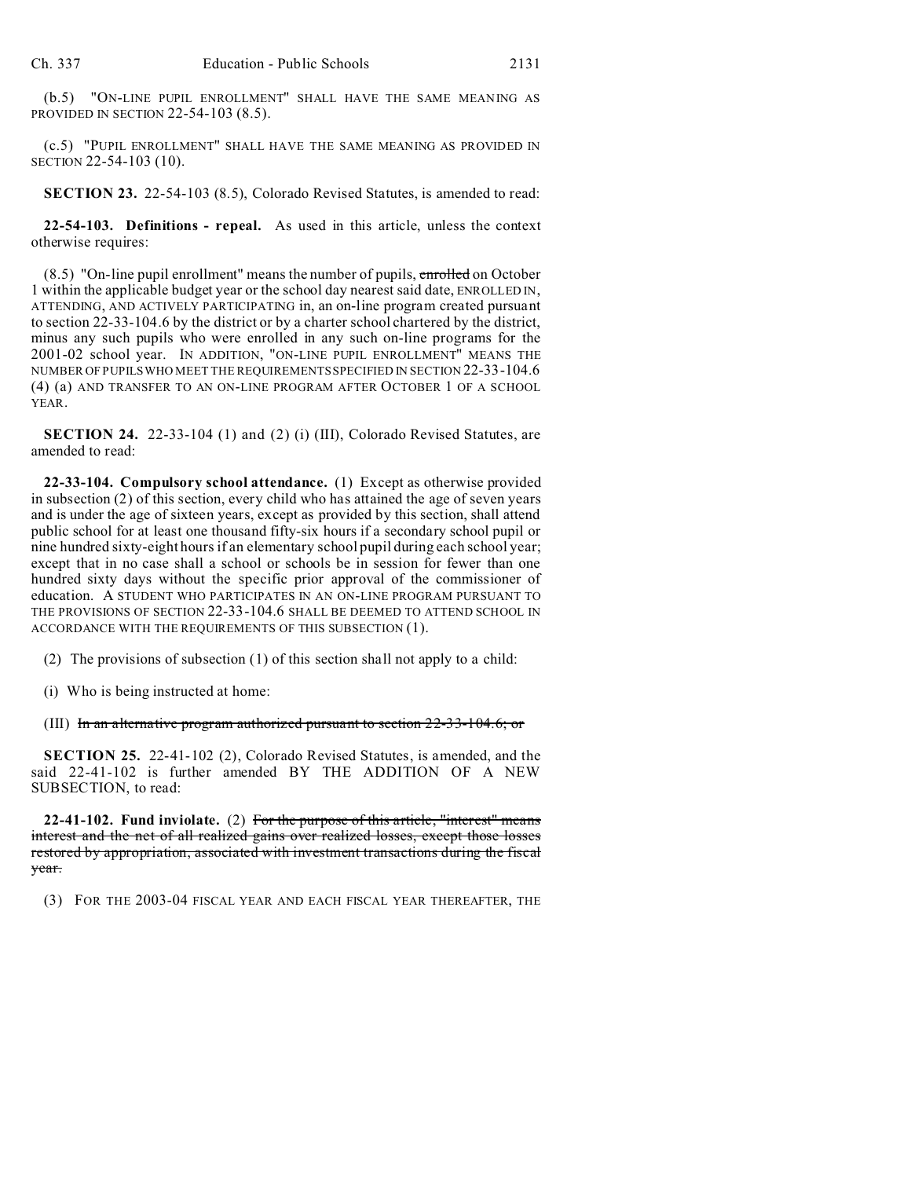(b.5) "ON-LINE PUPIL ENROLLMENT" SHALL HAVE THE SAME MEANING AS PROVIDED IN SECTION 22-54-103 (8.5).

(c.5) "PUPIL ENROLLMENT" SHALL HAVE THE SAME MEANING AS PROVIDED IN SECTION 22-54-103 (10).

**SECTION 23.** 22-54-103 (8.5), Colorado Revised Statutes, is amended to read:

**22-54-103. Definitions - repeal.** As used in this article, unless the context otherwise requires:

(8.5) "On-line pupil enrollment" means the number of pupils, ~~enrolled~~ on October 1 within the applicable budget year or the school day nearest said date, ENROLLED IN, ATTENDING, AND ACTIVELY PARTICIPATING in, an on-line program created pursuant to section 22-33-104.6 by the district or by a charter school chartered by the district, minus any such pupils who were enrolled in any such on-line programs for the 2001-02 school year. IN ADDITION, "ON-LINE PUPIL ENROLLMENT" MEANS THE NUMBER OF PUPILS WHO MEET THE REQUIREMENTS SPECIFIED IN SECTION 22-33-104.6 (4) (a) AND TRANSFER TO AN ON-LINE PROGRAM AFTER OCTOBER 1 OF A SCHOOL YEAR.

**SECTION 24.** 22-33-104 (1) and (2) (i) (III), Colorado Revised Statutes, are amended to read:

**22-33-104. Compulsory school attendance.** (1) Except as otherwise provided in subsection (2) of this section, every child who has attained the age of seven years and is under the age of sixteen years, except as provided by this section, shall attend public school for at least one thousand fifty-six hours if a secondary school pupil or nine hundred sixty-eight hours if an elementary school pupil during each school year; except that in no case shall a school or schools be in session for fewer than one hundred sixty days without the specific prior approval of the commissioner of education. A STUDENT WHO PARTICIPATES IN AN ON-LINE PROGRAM PURSUANT TO THE PROVISIONS OF SECTION 22-33-104.6 SHALL BE DEEMED TO ATTEND SCHOOL IN ACCORDANCE WITH THE REQUIREMENTS OF THIS SUBSECTION (1).

(2) The provisions of subsection (1) of this section shall not apply to a child:

(i) Who is being instructed at home:

(III) ~~In an alternative program authorized pursuant to section 22-33-104.6; or~~

**SECTION 25.** 22-41-102 (2), Colorado Revised Statutes, is amended, and the said 22-41-102 is further amended BY THE ADDITION OF A NEW SUBSECTION, to read:

**22-41-102. Fund inviolate.** (2) ~~For the purpose of this article, "interest" means interest and the net of all realized gains over realized losses, except those losses restored by appropriation, associated with investment transactions during the fiscal year.~~

(3) FOR THE 2003-04 FISCAL YEAR AND EACH FISCAL YEAR THEREAFTER, THE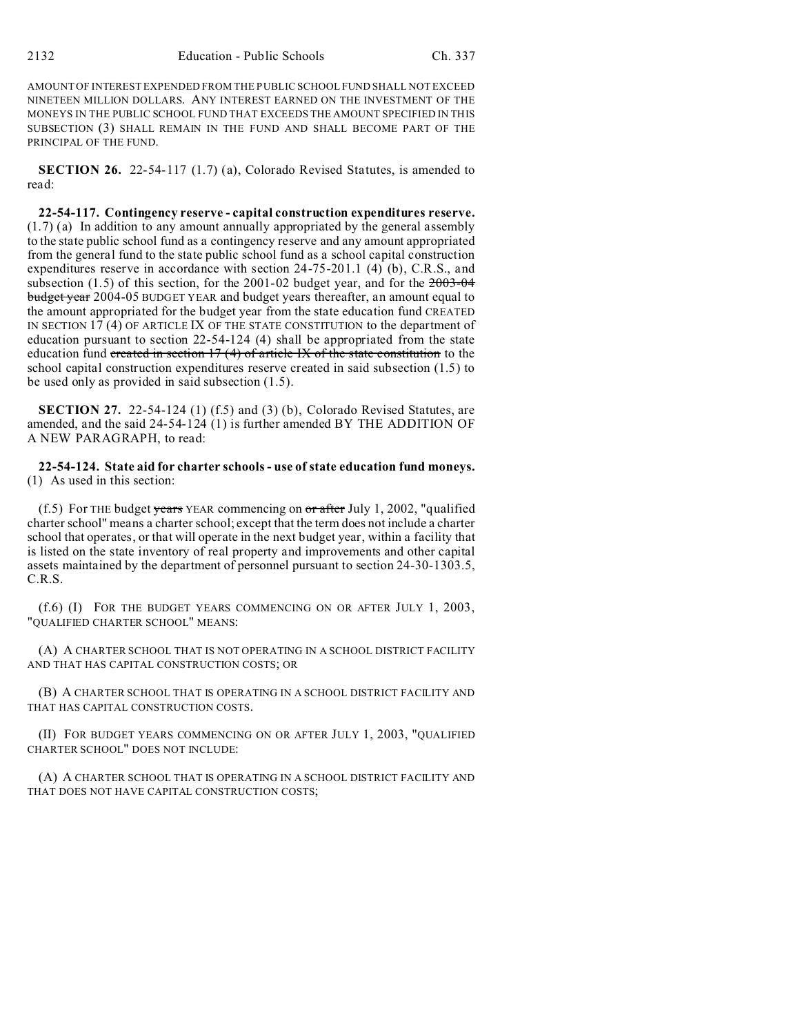AMOUNT OF INTEREST EXPENDED FROM THE PUBLIC SCHOOL FUND SHALL NOT EXCEED NINETEEN MILLION DOLLARS. ANY INTEREST EARNED ON THE INVESTMENT OF THE MONEYS IN THE PUBLIC SCHOOL FUND THAT EXCEEDS THE AMOUNT SPECIFIED IN THIS SUBSECTION (3) SHALL REMAIN IN THE FUND AND SHALL BECOME PART OF THE PRINCIPAL OF THE FUND.

**SECTION 26.** 22-54-117 (1.7) (a), Colorado Revised Statutes, is amended to read:

**22-54-117. Contingency reserve - capital construction expenditures reserve.** (1.7) (a) In addition to any amount annually appropriated by the general assembly to the state public school fund as a contingency reserve and any amount appropriated from the general fund to the state public school fund as a school capital construction expenditures reserve in accordance with section 24-75-201.1 (4) (b), C.R.S., and subsection (1.5) of this section, for the 2001-02 budget year, and for the ~~2003-04 budget year~~ 2004-05 BUDGET YEAR and budget years thereafter, an amount equal to the amount appropriated for the budget year from the state education fund CREATED IN SECTION 17 (4) OF ARTICLE IX OF THE STATE CONSTITUTION to the department of education pursuant to section 22-54-124 (4) shall be appropriated from the state education fund ~~created in section 17 (4) of article IX of the state constitution~~ to the school capital construction expenditures reserve created in said subsection (1.5) to be used only as provided in said subsection (1.5).

**SECTION 27.** 22-54-124 (1) (f.5) and (3) (b), Colorado Revised Statutes, are amended, and the said 24-54-124 (1) is further amended BY THE ADDITION OF A NEW PARAGRAPH, to read:

**22-54-124. State aid for charter schools - use of state education fund moneys.** (1) As used in this section:

(f.5) For THE budget ~~years~~ YEAR commencing on ~~or after~~ July 1, 2002, "qualified charter school" means a charter school; except that the term does not include a charter school that operates, or that will operate in the next budget year, within a facility that is listed on the state inventory of real property and improvements and other capital assets maintained by the department of personnel pursuant to section 24-30-1303.5, C.R.S.

(f.6) (I) FOR THE BUDGET YEARS COMMENCING ON OR AFTER JULY 1, 2003, "QUALIFIED CHARTER SCHOOL" MEANS:

(A) A CHARTER SCHOOL THAT IS NOT OPERATING IN A SCHOOL DISTRICT FACILITY AND THAT HAS CAPITAL CONSTRUCTION COSTS; OR

(B) A CHARTER SCHOOL THAT IS OPERATING IN A SCHOOL DISTRICT FACILITY AND THAT HAS CAPITAL CONSTRUCTION COSTS.

(II) FOR BUDGET YEARS COMMENCING ON OR AFTER JULY 1, 2003, "QUALIFIED CHARTER SCHOOL" DOES NOT INCLUDE:

(A) A CHARTER SCHOOL THAT IS OPERATING IN A SCHOOL DISTRICT FACILITY AND THAT DOES NOT HAVE CAPITAL CONSTRUCTION COSTS;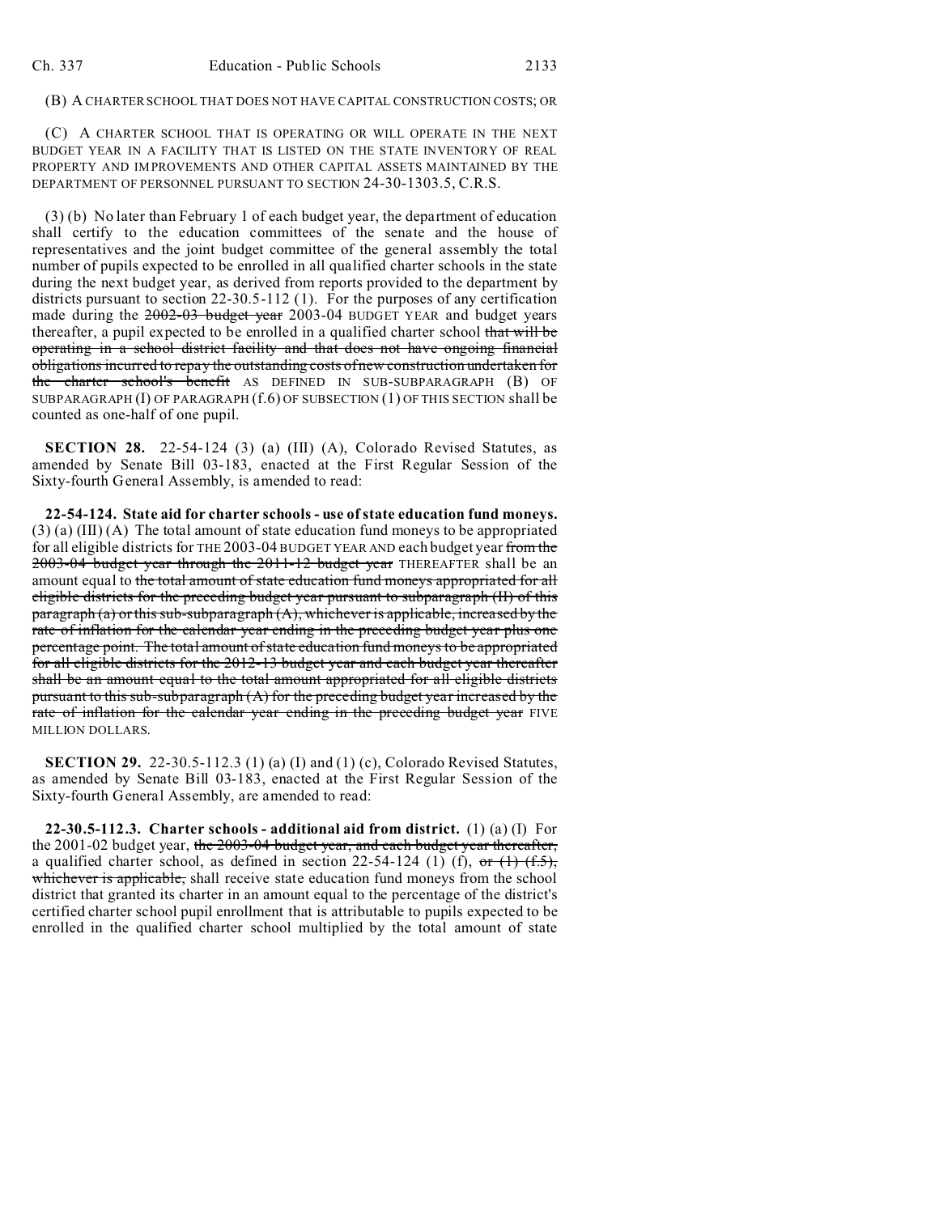(B) A CHARTER SCHOOL THAT DOES NOT HAVE CAPITAL CONSTRUCTION COSTS; OR

(C) A CHARTER SCHOOL THAT IS OPERATING OR WILL OPERATE IN THE NEXT BUDGET YEAR IN A FACILITY THAT IS LISTED ON THE STATE INVENTORY OF REAL PROPERTY AND IMPROVEMENTS AND OTHER CAPITAL ASSETS MAINTAINED BY THE DEPARTMENT OF PERSONNEL PURSUANT TO SECTION 24-30-1303.5, C.R.S.

(3) (b) No later than February 1 of each budget year, the department of education shall certify to the education committees of the senate and the house of representatives and the joint budget committee of the general assembly the total number of pupils expected to be enrolled in all qualified charter schools in the state during the next budget year, as derived from reports provided to the department by districts pursuant to section 22-30.5-112 (1). For the purposes of any certification made during the ~~2002-03 budget year~~ 2003-04 BUDGET YEAR and budget years thereafter, a pupil expected to be enrolled in a qualified charter school ~~that will be operating in a school district facility and that does not have ongoing financial obligations incurred to repay the outstanding costs of new construction undertaken for the charter school's benefit~~ AS DEFINED IN SUB-SUBPARAGRAPH (B) OF SUBPARAGRAPH (I) OF PARAGRAPH (f.6) OF SUBSECTION (1) OF THIS SECTION shall be counted as one-half of one pupil.

**SECTION 28.** 22-54-124 (3) (a) (III) (A), Colorado Revised Statutes, as amended by Senate Bill 03-183, enacted at the First Regular Session of the Sixty-fourth General Assembly, is amended to read:

**22-54-124. State aid for charter schools - use of state education fund moneys.** (3) (a) (III) (A) The total amount of state education fund moneys to be appropriated for all eligible districts for THE 2003-04 BUDGET YEAR AND each budget year ~~from the 2003-04 budget year through the 2011-12 budget year~~ THEREAFTER shall be an amount equal to ~~the total amount of state education fund moneys appropriated for all eligible districts for the preceding budget year pursuant to subparagraph (II) of this paragraph (a) or this sub-subparagraph (A), whichever is applicable, increased by the rate of inflation for the calendar year ending in the preceding budget year plus one percentage point. The total amount of state education fund moneys to be appropriated for all eligible districts for the 2012-13 budget year and each budget year thereafter shall be an amount equal to the total amount appropriated for all eligible districts pursuant to this sub-subparagraph (A) for the preceding budget year increased by the rate of inflation for the calendar year ending in the preceding budget year~~ FIVE MILLION DOLLARS.

**SECTION 29.** 22-30.5-112.3 (1) (a) (I) and (1) (c), Colorado Revised Statutes, as amended by Senate Bill 03-183, enacted at the First Regular Session of the Sixty-fourth General Assembly, are amended to read:

**22-30.5-112.3. Charter schools - additional aid from district.** (1) (a) (I) For the 2001-02 budget year, ~~the 2003-04 budget year, and each budget year thereafter,~~ a qualified charter school, as defined in section 22-54-124 (1) (f), ~~or (1) (f.5), whichever is applicable,~~ shall receive state education fund moneys from the school district that granted its charter in an amount equal to the percentage of the district's certified charter school pupil enrollment that is attributable to pupils expected to be enrolled in the qualified charter school multiplied by the total amount of state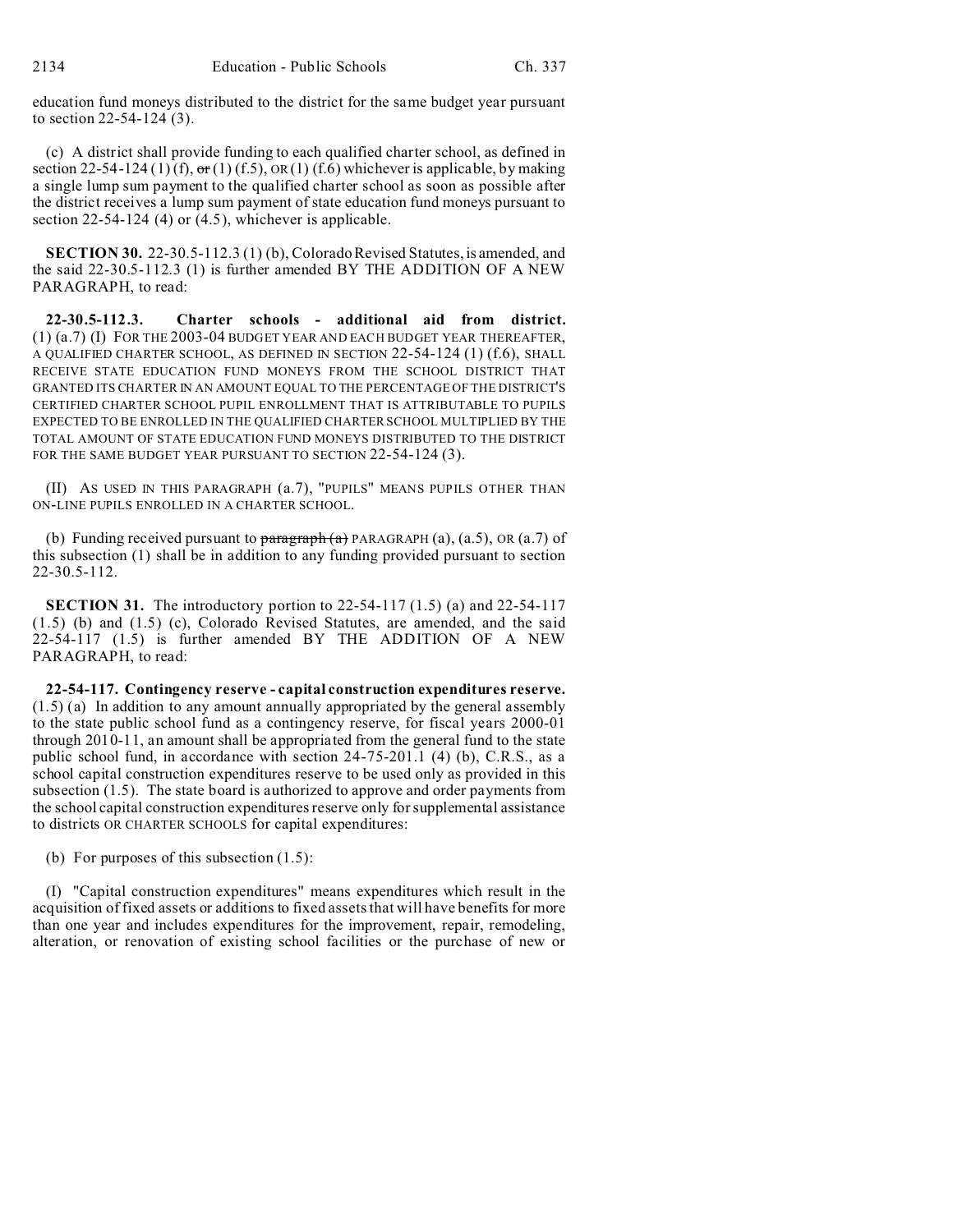education fund moneys distributed to the district for the same budget year pursuant to section 22-54-124 (3).

(c) A district shall provide funding to each qualified charter school, as defined in section 22-54-124 (1) (f), ~~or~~ (1) (f.5), OR (1) (f.6) whichever is applicable, by making a single lump sum payment to the qualified charter school as soon as possible after the district receives a lump sum payment of state education fund moneys pursuant to section 22-54-124 (4) or (4.5), whichever is applicable.

**SECTION 30.** 22-30.5-112.3 (1) (b), Colorado Revised Statutes, is amended, and the said 22-30.5-112.3 (1) is further amended BY THE ADDITION OF A NEW PARAGRAPH, to read:

**22-30.5-112.3. Charter schools - additional aid from district.** (1) (a.7) (I) FOR THE 2003-04 BUDGET YEAR AND EACH BUDGET YEAR THEREAFTER, A QUALIFIED CHARTER SCHOOL, AS DEFINED IN SECTION 22-54-124 (1) (f.6), SHALL RECEIVE STATE EDUCATION FUND MONEYS FROM THE SCHOOL DISTRICT THAT GRANTED ITS CHARTER IN AN AMOUNT EQUAL TO THE PERCENTAGE OF THE DISTRICT'S CERTIFIED CHARTER SCHOOL PUPIL ENROLLMENT THAT IS ATTRIBUTABLE TO PUPILS EXPECTED TO BE ENROLLED IN THE QUALIFIED CHARTER SCHOOL MULTIPLIED BY THE TOTAL AMOUNT OF STATE EDUCATION FUND MONEYS DISTRIBUTED TO THE DISTRICT FOR THE SAME BUDGET YEAR PURSUANT TO SECTION 22-54-124 (3).

(II) AS USED IN THIS PARAGRAPH (a.7), "PUPILS" MEANS PUPILS OTHER THAN ON-LINE PUPILS ENROLLED IN A CHARTER SCHOOL.

(b) Funding received pursuant to ~~paragraph (a)~~ PARAGRAPH (a), (a.5), OR (a.7) of this subsection (1) shall be in addition to any funding provided pursuant to section 22-30.5-112.

**SECTION 31.** The introductory portion to 22-54-117 (1.5) (a) and 22-54-117 (1.5) (b) and (1.5) (c), Colorado Revised Statutes, are amended, and the said 22-54-117 (1.5) is further amended BY THE ADDITION OF A NEW PARAGRAPH, to read:

**22-54-117. Contingency reserve - capital construction expenditures reserve.** (1.5) (a) In addition to any amount annually appropriated by the general assembly to the state public school fund as a contingency reserve, for fiscal years 2000-01 through 2010-11, an amount shall be appropriated from the general fund to the state public school fund, in accordance with section 24-75-201.1 (4) (b), C.R.S., as a school capital construction expenditures reserve to be used only as provided in this subsection (1.5). The state board is authorized to approve and order payments from the school capital construction expenditures reserve only for supplemental assistance to districts OR CHARTER SCHOOLS for capital expenditures:

(b) For purposes of this subsection (1.5):

(I) "Capital construction expenditures" means expenditures which result in the acquisition of fixed assets or additions to fixed assets that will have benefits for more than one year and includes expenditures for the improvement, repair, remodeling, alteration, or renovation of existing school facilities or the purchase of new or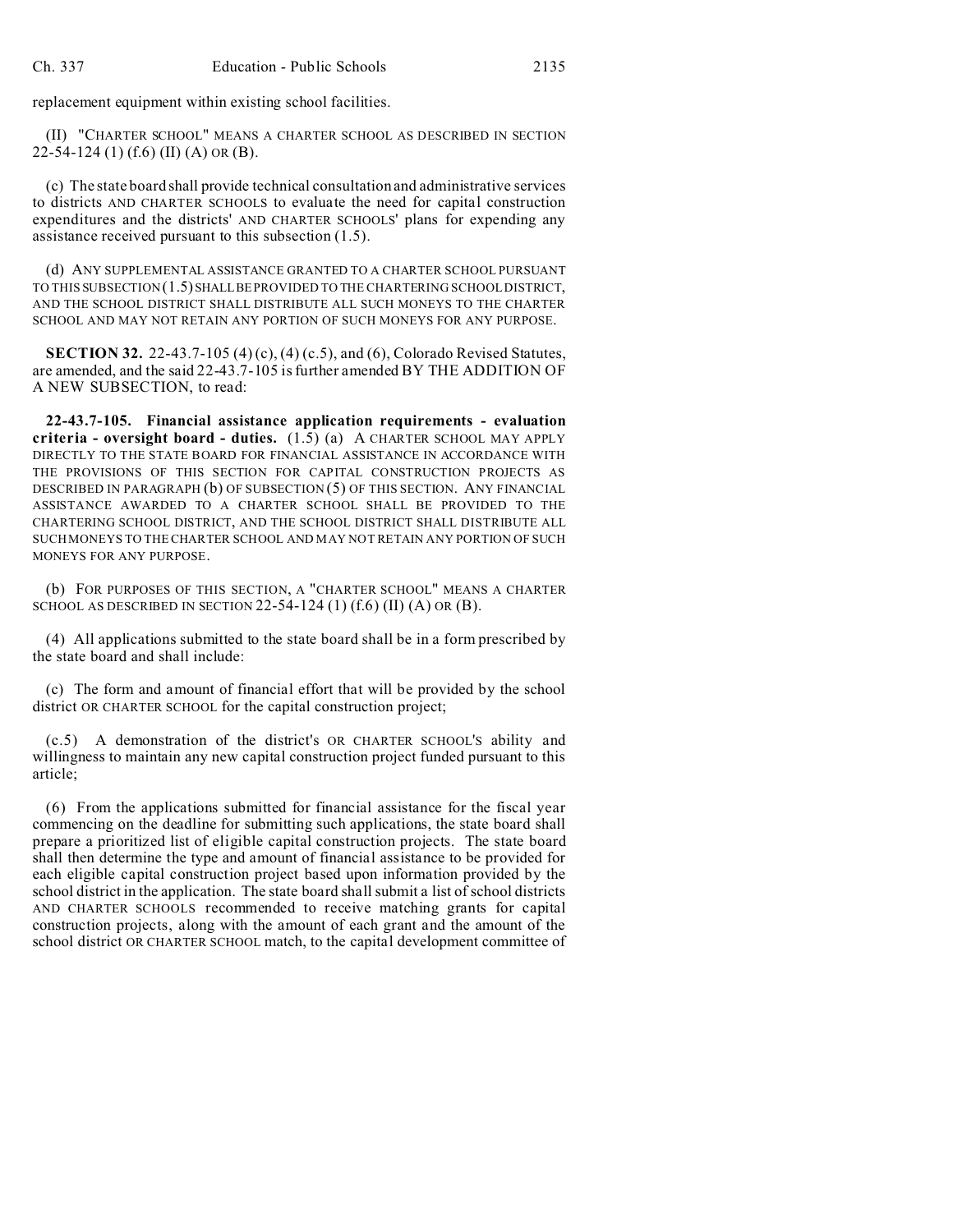replacement equipment within existing school facilities.

(II) "CHARTER SCHOOL" MEANS A CHARTER SCHOOL AS DESCRIBED IN SECTION 22-54-124 (1) (f.6) (II) (A) OR (B).

(c) The state board shall provide technical consultation and administrative services to districts AND CHARTER SCHOOLS to evaluate the need for capital construction expenditures and the districts' AND CHARTER SCHOOLS' plans for expending any assistance received pursuant to this subsection (1.5).

(d) ANY SUPPLEMENTAL ASSISTANCE GRANTED TO A CHARTER SCHOOL PURSUANT TO THIS SUBSECTION (1.5) SHALL BE PROVIDED TO THE CHARTERING SCHOOL DISTRICT, AND THE SCHOOL DISTRICT SHALL DISTRIBUTE ALL SUCH MONEYS TO THE CHARTER SCHOOL AND MAY NOT RETAIN ANY PORTION OF SUCH MONEYS FOR ANY PURPOSE.

**SECTION 32.** 22-43.7-105 (4) (c), (4) (c.5), and (6), Colorado Revised Statutes, are amended, and the said 22-43.7-105 is further amended BY THE ADDITION OF A NEW SUBSECTION, to read:

**22-43.7-105. Financial assistance application requirements - evaluation criteria - oversight board - duties.** (1.5) (a) A CHARTER SCHOOL MAY APPLY DIRECTLY TO THE STATE BOARD FOR FINANCIAL ASSISTANCE IN ACCORDANCE WITH THE PROVISIONS OF THIS SECTION FOR CAPITAL CONSTRUCTION PROJECTS AS DESCRIBED IN PARAGRAPH (b) OF SUBSECTION (5) OF THIS SECTION. ANY FINANCIAL ASSISTANCE AWARDED TO A CHARTER SCHOOL SHALL BE PROVIDED TO THE CHARTERING SCHOOL DISTRICT, AND THE SCHOOL DISTRICT SHALL DISTRIBUTE ALL SUCH MONEYS TO THE CHARTER SCHOOL AND MAY NOT RETAIN ANY PORTION OF SUCH MONEYS FOR ANY PURPOSE.

(b) FOR PURPOSES OF THIS SECTION, A "CHARTER SCHOOL" MEANS A CHARTER SCHOOL AS DESCRIBED IN SECTION 22-54-124 (1) (f.6) (II) (A) OR (B).

(4) All applications submitted to the state board shall be in a form prescribed by the state board and shall include:

(c) The form and amount of financial effort that will be provided by the school district OR CHARTER SCHOOL for the capital construction project;

(c.5) A demonstration of the district's OR CHARTER SCHOOL'S ability and willingness to maintain any new capital construction project funded pursuant to this article;

(6) From the applications submitted for financial assistance for the fiscal year commencing on the deadline for submitting such applications, the state board shall prepare a prioritized list of eligible capital construction projects. The state board shall then determine the type and amount of financial assistance to be provided for each eligible capital construction project based upon information provided by the school district in the application. The state board shall submit a list of school districts AND CHARTER SCHOOLS recommended to receive matching grants for capital construction projects, along with the amount of each grant and the amount of the school district OR CHARTER SCHOOL match, to the capital development committee of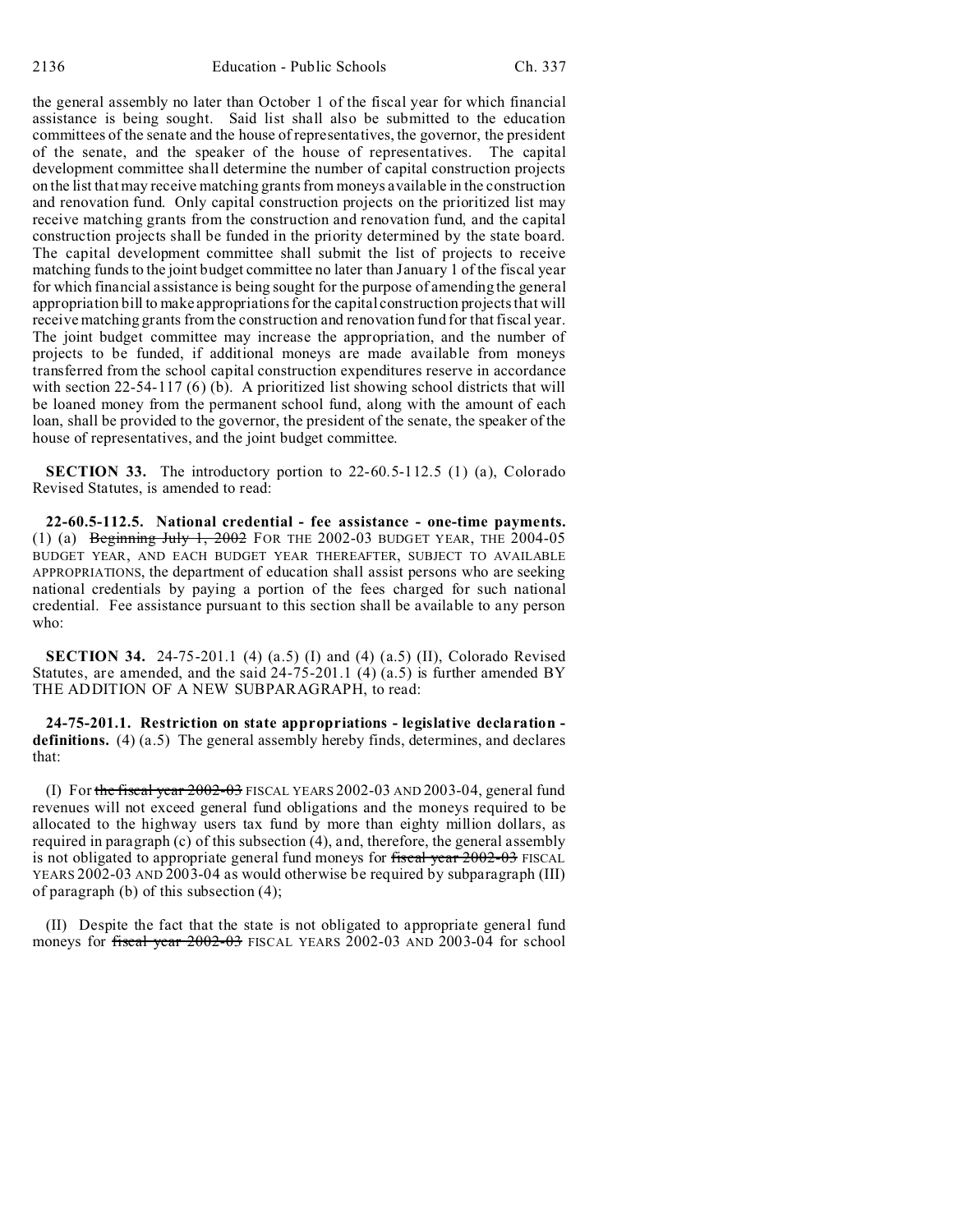the general assembly no later than October 1 of the fiscal year for which financial assistance is being sought. Said list shall also be submitted to the education committees of the senate and the house of representatives, the governor, the president of the senate, and the speaker of the house of representatives. The capital development committee shall determine the number of capital construction projects on the list that may receive matching grants from moneys available in the construction and renovation fund. Only capital construction projects on the prioritized list may receive matching grants from the construction and renovation fund, and the capital construction projects shall be funded in the priority determined by the state board. The capital development committee shall submit the list of projects to receive matching funds to the joint budget committee no later than January 1 of the fiscal year for which financial assistance is being sought for the purpose of amending the general appropriation bill to make appropriations for the capital construction projects that will receive matching grants from the construction and renovation fund for that fiscal year. The joint budget committee may increase the appropriation, and the number of projects to be funded, if additional moneys are made available from moneys transferred from the school capital construction expenditures reserve in accordance with section 22-54-117 (6) (b). A prioritized list showing school districts that will be loaned money from the permanent school fund, along with the amount of each loan, shall be provided to the governor, the president of the senate, the speaker of the house of representatives, and the joint budget committee.

**SECTION 33.** The introductory portion to 22-60.5-112.5 (1) (a), Colorado Revised Statutes, is amended to read:

**22-60.5-112.5. National credential - fee assistance - one-time payments.** (1) (a) ~~Beginning July 1, 2002~~ FOR THE 2002-03 BUDGET YEAR, THE 2004-05 BUDGET YEAR, AND EACH BUDGET YEAR THEREAFTER, SUBJECT TO AVAILABLE APPROPRIATIONS, the department of education shall assist persons who are seeking national credentials by paying a portion of the fees charged for such national credential. Fee assistance pursuant to this section shall be available to any person who:

**SECTION 34.** 24-75-201.1 (4) (a.5) (I) and (4) (a.5) (II), Colorado Revised Statutes, are amended, and the said 24-75-201.1 (4) (a.5) is further amended BY THE ADDITION OF A NEW SUBPARAGRAPH, to read:

**24-75-201.1. Restriction on state appropriations - legislative declaration - definitions.** (4) (a.5) The general assembly hereby finds, determines, and declares that:

(I) For ~~the fiscal year 2002-03~~ FISCAL YEARS 2002-03 AND 2003-04, general fund revenues will not exceed general fund obligations and the moneys required to be allocated to the highway users tax fund by more than eighty million dollars, as required in paragraph (c) of this subsection (4), and, therefore, the general assembly is not obligated to appropriate general fund moneys for ~~fiscal year 2002-03~~ FISCAL YEARS 2002-03 AND 2003-04 as would otherwise be required by subparagraph (III) of paragraph (b) of this subsection (4);

(II) Despite the fact that the state is not obligated to appropriate general fund moneys for ~~fiscal year 2002-03~~ FISCAL YEARS 2002-03 AND 2003-04 for school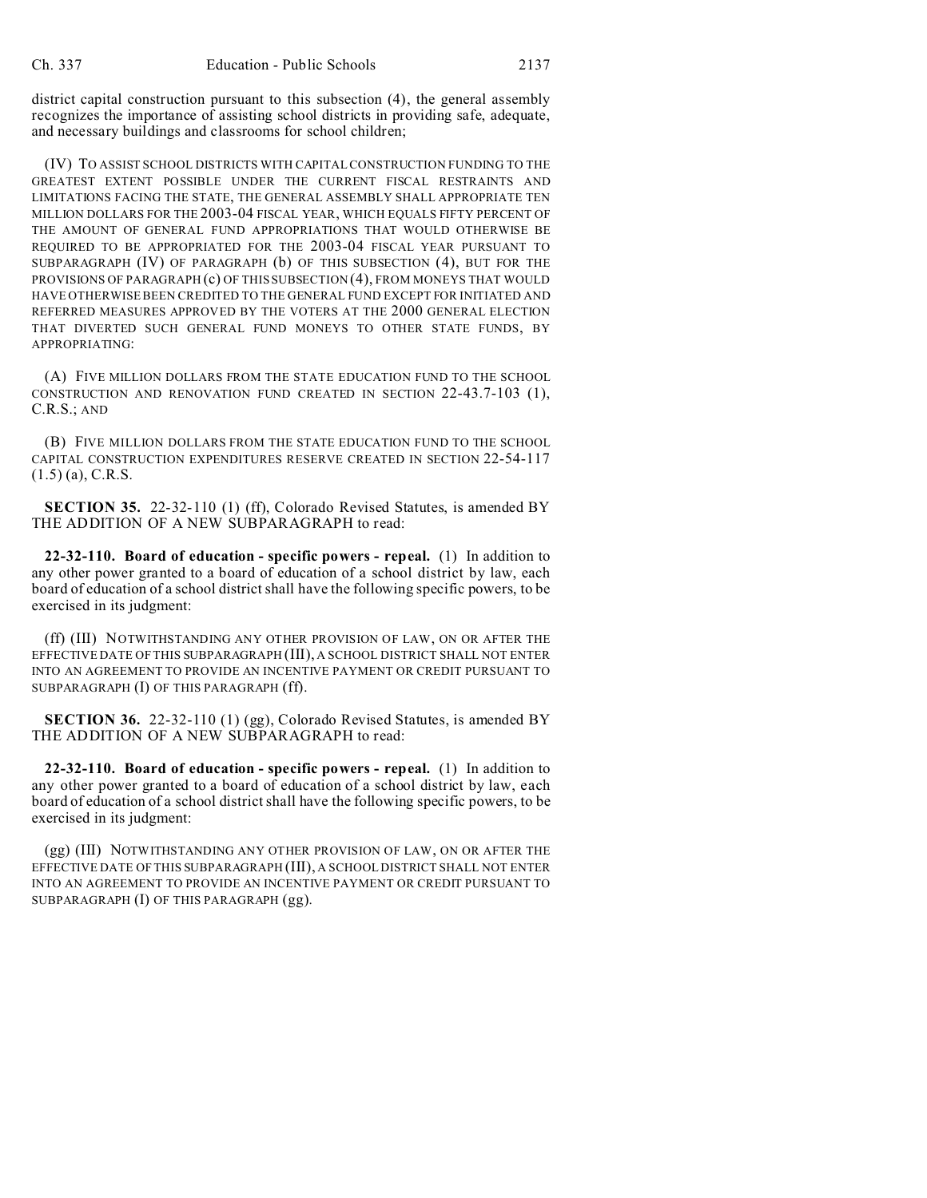district capital construction pursuant to this subsection (4), the general assembly recognizes the importance of assisting school districts in providing safe, adequate, and necessary buildings and classrooms for school children;

(IV) TO ASSIST SCHOOL DISTRICTS WITH CAPITAL CONSTRUCTION FUNDING TO THE GREATEST EXTENT POSSIBLE UNDER THE CURRENT FISCAL RESTRAINTS AND LIMITATIONS FACING THE STATE, THE GENERAL ASSEMBLY SHALL APPROPRIATE TEN MILLION DOLLARS FOR THE 2003-04 FISCAL YEAR, WHICH EQUALS FIFTY PERCENT OF THE AMOUNT OF GENERAL FUND APPROPRIATIONS THAT WOULD OTHERWISE BE REQUIRED TO BE APPROPRIATED FOR THE 2003-04 FISCAL YEAR PURSUANT TO SUBPARAGRAPH (IV) OF PARAGRAPH (b) OF THIS SUBSECTION (4), BUT FOR THE PROVISIONS OF PARAGRAPH (c) OF THIS SUBSECTION (4), FROM MONEYS THAT WOULD HAVE OTHERWISE BEEN CREDITED TO THE GENERAL FUND EXCEPT FOR INITIATED AND REFERRED MEASURES APPROVED BY THE VOTERS AT THE 2000 GENERAL ELECTION THAT DIVERTED SUCH GENERAL FUND MONEYS TO OTHER STATE FUNDS, BY APPROPRIATING:

(A) FIVE MILLION DOLLARS FROM THE STATE EDUCATION FUND TO THE SCHOOL CONSTRUCTION AND RENOVATION FUND CREATED IN SECTION 22-43.7-103 (1), C.R.S.; AND

(B) FIVE MILLION DOLLARS FROM THE STATE EDUCATION FUND TO THE SCHOOL CAPITAL CONSTRUCTION EXPENDITURES RESERVE CREATED IN SECTION 22-54-117 (1.5) (a), C.R.S.

**SECTION 35.** 22-32-110 (1) (ff), Colorado Revised Statutes, is amended BY THE ADDITION OF A NEW SUBPARAGRAPH to read:

**22-32-110. Board of education - specific powers - repeal.** (1) In addition to any other power granted to a board of education of a school district by law, each board of education of a school district shall have the following specific powers, to be exercised in its judgment:

(ff) (III) NOTWITHSTANDING ANY OTHER PROVISION OF LAW, ON OR AFTER THE EFFECTIVE DATE OF THIS SUBPARAGRAPH (III), A SCHOOL DISTRICT SHALL NOT ENTER INTO AN AGREEMENT TO PROVIDE AN INCENTIVE PAYMENT OR CREDIT PURSUANT TO SUBPARAGRAPH (I) OF THIS PARAGRAPH (ff).

**SECTION 36.** 22-32-110 (1) (gg), Colorado Revised Statutes, is amended BY THE ADDITION OF A NEW SUBPARAGRAPH to read:

**22-32-110. Board of education - specific powers - repeal.** (1) In addition to any other power granted to a board of education of a school district by law, each board of education of a school district shall have the following specific powers, to be exercised in its judgment:

(gg) (III) NOTWITHSTANDING ANY OTHER PROVISION OF LAW, ON OR AFTER THE EFFECTIVE DATE OF THIS SUBPARAGRAPH (III), A SCHOOL DISTRICT SHALL NOT ENTER INTO AN AGREEMENT TO PROVIDE AN INCENTIVE PAYMENT OR CREDIT PURSUANT TO SUBPARAGRAPH (I) OF THIS PARAGRAPH (gg).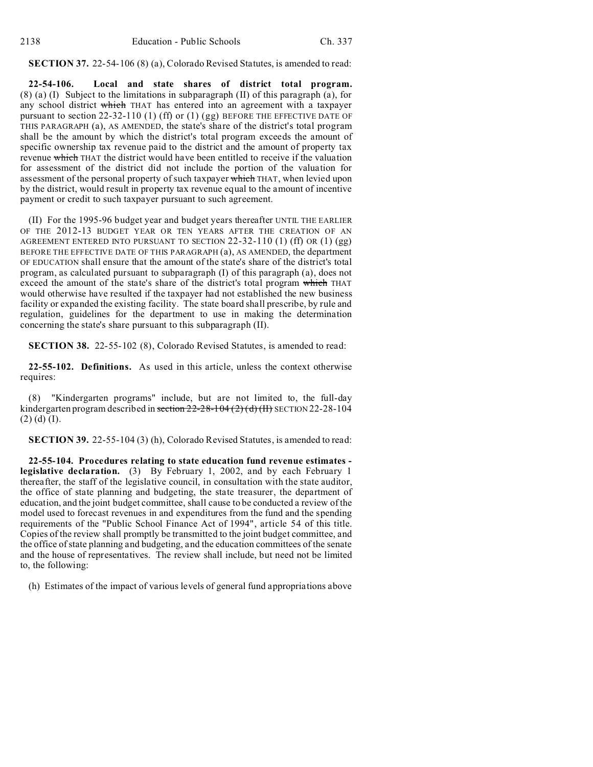**SECTION 37.** 22-54-106 (8) (a), Colorado Revised Statutes, is amended to read:

**22-54-106. Local and state shares of district total program.** (8) (a) (I) Subject to the limitations in subparagraph (II) of this paragraph (a), for any school district ~~which~~ THAT has entered into an agreement with a taxpayer pursuant to section 22-32-110 (1) (ff) or (1) (gg) BEFORE THE EFFECTIVE DATE OF THIS PARAGRAPH (a), AS AMENDED, the state's share of the district's total program shall be the amount by which the district's total program exceeds the amount of specific ownership tax revenue paid to the district and the amount of property tax revenue ~~which~~ THAT the district would have been entitled to receive if the valuation for assessment of the district did not include the portion of the valuation for assessment of the personal property of such taxpayer ~~which~~ THAT, when levied upon by the district, would result in property tax revenue equal to the amount of incentive payment or credit to such taxpayer pursuant to such agreement.

(II) For the 1995-96 budget year and budget years thereafter UNTIL THE EARLIER OF THE 2012-13 BUDGET YEAR OR TEN YEARS AFTER THE CREATION OF AN AGREEMENT ENTERED INTO PURSUANT TO SECTION 22-32-110 (1) (ff) OR (1) (gg) BEFORE THE EFFECTIVE DATE OF THIS PARAGRAPH (a), AS AMENDED, the department OF EDUCATION shall ensure that the amount of the state's share of the district's total program, as calculated pursuant to subparagraph (I) of this paragraph (a), does not exceed the amount of the state's share of the district's total program ~~which~~ THAT would otherwise have resulted if the taxpayer had not established the new business facility or expanded the existing facility. The state board shall prescribe, by rule and regulation, guidelines for the department to use in making the determination concerning the state's share pursuant to this subparagraph (II).

**SECTION 38.** 22-55-102 (8), Colorado Revised Statutes, is amended to read:

**22-55-102. Definitions.** As used in this article, unless the context otherwise requires:

(8) "Kindergarten programs" include, but are not limited to, the full-day kindergarten program described in ~~section 22-28-104 (2) (d) (II)~~ SECTION 22-28-104 (2) (d) (I).

**SECTION 39.** 22-55-104 (3) (h), Colorado Revised Statutes, is amended to read:

**22-55-104. Procedures relating to state education fund revenue estimates - legislative declaration.** (3) By February 1, 2002, and by each February 1 thereafter, the staff of the legislative council, in consultation with the state auditor, the office of state planning and budgeting, the state treasurer, the department of education, and the joint budget committee, shall cause to be conducted a review of the model used to forecast revenues in and expenditures from the fund and the spending requirements of the "Public School Finance Act of 1994", article 54 of this title. Copies of the review shall promptly be transmitted to the joint budget committee, and the office of state planning and budgeting, and the education committees of the senate and the house of representatives. The review shall include, but need not be limited to, the following:

(h) Estimates of the impact of various levels of general fund appropriations above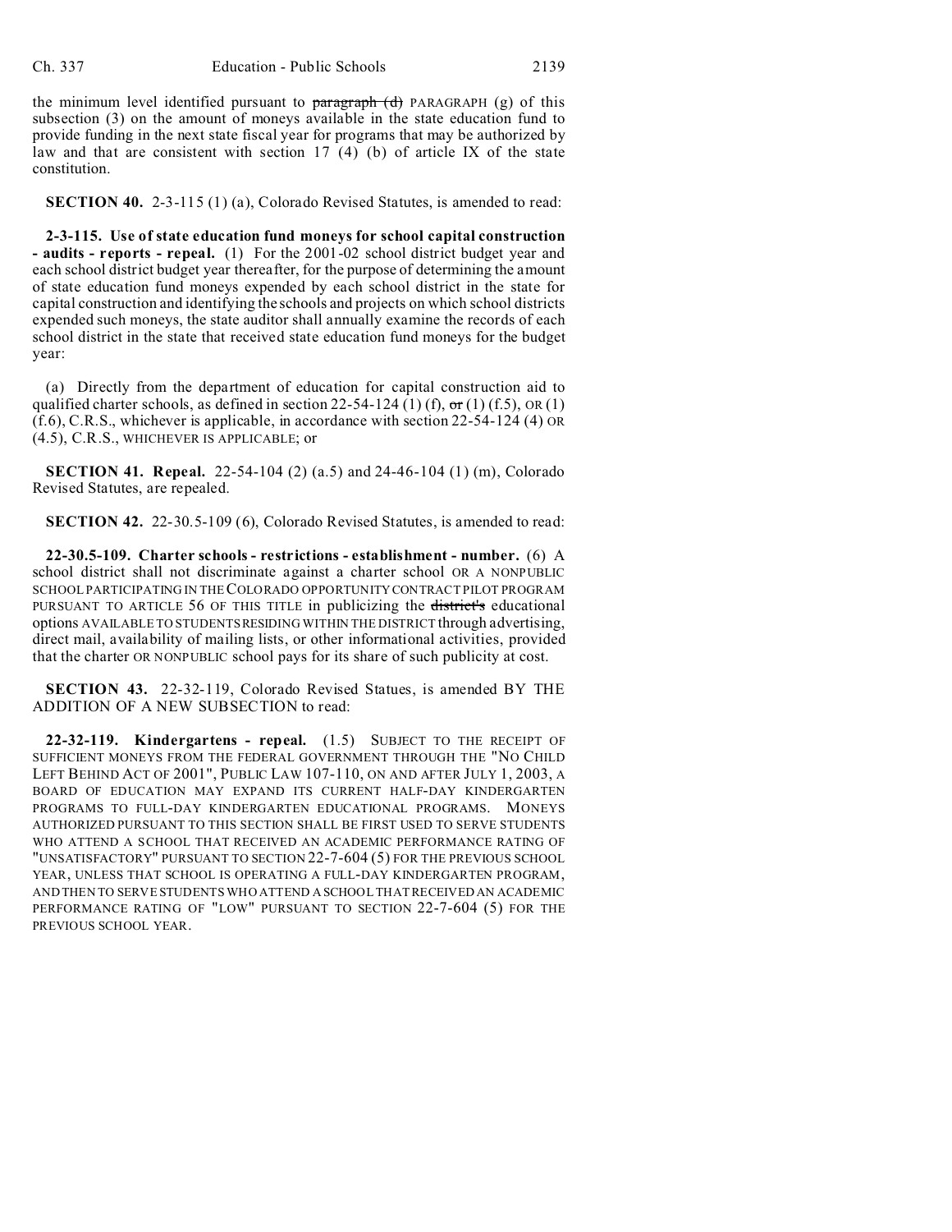the minimum level identified pursuant to ~~paragraph (d)~~ PARAGRAPH (g) of this subsection (3) on the amount of moneys available in the state education fund to provide funding in the next state fiscal year for programs that may be authorized by law and that are consistent with section 17 (4) (b) of article IX of the state constitution.

**SECTION 40.** 2-3-115 (1) (a), Colorado Revised Statutes, is amended to read:

**2-3-115. Use of state education fund moneys for school capital construction - audits - reports - repeal.** (1) For the 2001-02 school district budget year and each school district budget year thereafter, for the purpose of determining the amount of state education fund moneys expended by each school district in the state for capital construction and identifying the schools and projects on which school districts expended such moneys, the state auditor shall annually examine the records of each school district in the state that received state education fund moneys for the budget year:

(a) Directly from the department of education for capital construction aid to qualified charter schools, as defined in section 22-54-124 (1) (f), ~~or~~ (1) (f.5), OR (1) (f.6), C.R.S., whichever is applicable, in accordance with section 22-54-124 (4) OR (4.5), C.R.S., WHICHEVER IS APPLICABLE; or

**SECTION 41. Repeal.** 22-54-104 (2) (a.5) and 24-46-104 (1) (m), Colorado Revised Statutes, are repealed.

**SECTION 42.** 22-30.5-109 (6), Colorado Revised Statutes, is amended to read:

**22-30.5-109. Charter schools - restrictions - establishment - number.** (6) A school district shall not discriminate against a charter school OR A NONPUBLIC SCHOOL PARTICIPATING IN THE COLORADO OPPORTUNITY CONTRACT PILOT PROGRAM PURSUANT TO ARTICLE 56 OF THIS TITLE in publicizing the ~~district's~~ educational options AVAILABLE TO STUDENTS RESIDING WITHIN THE DISTRICT through advertising, direct mail, availability of mailing lists, or other informational activities, provided that the charter OR NONPUBLIC school pays for its share of such publicity at cost.

**SECTION 43.** 22-32-119, Colorado Revised Statues, is amended BY THE ADDITION OF A NEW SUBSECTION to read:

**22-32-119. Kindergartens - repeal.** (1.5) SUBJECT TO THE RECEIPT OF SUFFICIENT MONEYS FROM THE FEDERAL GOVERNMENT THROUGH THE "NO CHILD LEFT BEHIND ACT OF 2001", PUBLIC LAW 107-110, ON AND AFTER JULY 1, 2003, A BOARD OF EDUCATION MAY EXPAND ITS CURRENT HALF-DAY KINDERGARTEN PROGRAMS TO FULL-DAY KINDERGARTEN EDUCATIONAL PROGRAMS. MONEYS AUTHORIZED PURSUANT TO THIS SECTION SHALL BE FIRST USED TO SERVE STUDENTS WHO ATTEND A SCHOOL THAT RECEIVED AN ACADEMIC PERFORMANCE RATING OF "UNSATISFACTORY" PURSUANT TO SECTION 22-7-604 (5) FOR THE PREVIOUS SCHOOL YEAR, UNLESS THAT SCHOOL IS OPERATING A FULL-DAY KINDERGARTEN PROGRAM, AND THEN TO SERVE STUDENTS WHO ATTEND A SCHOOL THAT RECEIVED AN ACADEMIC PERFORMANCE RATING OF "LOW" PURSUANT TO SECTION 22-7-604 (5) FOR THE PREVIOUS SCHOOL YEAR.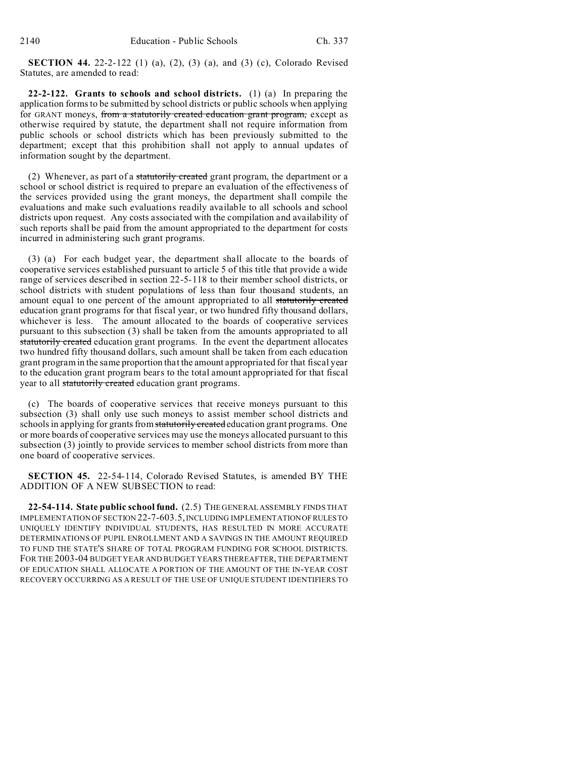**SECTION 44.** 22-2-122 (1) (a), (2), (3) (a), and (3) (c), Colorado Revised Statutes, are amended to read:

**22-2-122. Grants to schools and school districts.** (1) (a) In preparing the application forms to be submitted by school districts or public schools when applying for GRANT moneys, ~~from a statutorily created education grant program,~~ except as otherwise required by statute, the department shall not require information from public schools or school districts which has been previously submitted to the department; except that this prohibition shall not apply to annual updates of information sought by the department.

(2) Whenever, as part of a ~~statutorily created~~ grant program, the department or a school or school district is required to prepare an evaluation of the effectiveness of the services provided using the grant moneys, the department shall compile the evaluations and make such evaluations readily available to all schools and school districts upon request. Any costs associated with the compilation and availability of such reports shall be paid from the amount appropriated to the department for costs incurred in administering such grant programs.

(3) (a) For each budget year, the department shall allocate to the boards of cooperative services established pursuant to article 5 of this title that provide a wide range of services described in section 22-5-118 to their member school districts, or school districts with student populations of less than four thousand students, an amount equal to one percent of the amount appropriated to all ~~statutorily created~~ education grant programs for that fiscal year, or two hundred fifty thousand dollars, whichever is less. The amount allocated to the boards of cooperative services pursuant to this subsection (3) shall be taken from the amounts appropriated to all ~~statutorily created~~ education grant programs. In the event the department allocates two hundred fifty thousand dollars, such amount shall be taken from each education grant program in the same proportion that the amount appropriated for that fiscal year to the education grant program bears to the total amount appropriated for that fiscal year to all ~~statutorily created~~ education grant programs.

(c) The boards of cooperative services that receive moneys pursuant to this subsection (3) shall only use such moneys to assist member school districts and schools in applying for grants from ~~statutorily created~~ education grant programs. One or more boards of cooperative services may use the moneys allocated pursuant to this subsection (3) jointly to provide services to member school districts from more than one board of cooperative services.

**SECTION 45.** 22-54-114, Colorado Revised Statutes, is amended BY THE ADDITION OF A NEW SUBSECTION to read:

**22-54-114. State public school fund.** (2.5) THE GENERAL ASSEMBLY FINDS THAT IMPLEMENTATION OF SECTION 22-7-603.5, INCLUDING IMPLEMENTATION OF RULES TO UNIQUELY IDENTIFY INDIVIDUAL STUDENTS, HAS RESULTED IN MORE ACCURATE DETERMINATIONS OF PUPIL ENROLLMENT AND A SAVINGS IN THE AMOUNT REQUIRED TO FUND THE STATE'S SHARE OF TOTAL PROGRAM FUNDING FOR SCHOOL DISTRICTS. FOR THE 2003-04 BUDGET YEAR AND BUDGET YEARS THEREAFTER, THE DEPARTMENT OF EDUCATION SHALL ALLOCATE A PORTION OF THE AMOUNT OF THE IN-YEAR COST RECOVERY OCCURRING AS A RESULT OF THE USE OF UNIQUE STUDENT IDENTIFIERS TO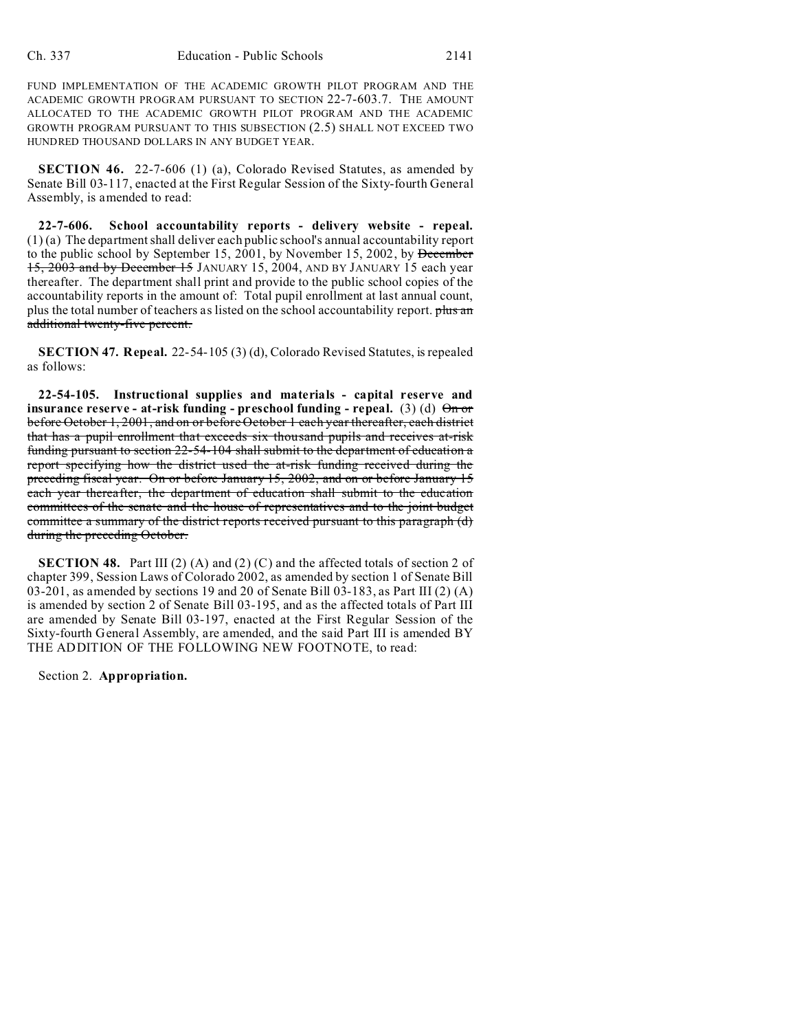FUND IMPLEMENTATION OF THE ACADEMIC GROWTH PILOT PROGRAM AND THE ACADEMIC GROWTH PROGRAM PURSUANT TO SECTION 22-7-603.7. THE AMOUNT ALLOCATED TO THE ACADEMIC GROWTH PILOT PROGRAM AND THE ACADEMIC GROWTH PROGRAM PURSUANT TO THIS SUBSECTION (2.5) SHALL NOT EXCEED TWO HUNDRED THOUSAND DOLLARS IN ANY BUDGET YEAR.

**SECTION 46.** 22-7-606 (1) (a), Colorado Revised Statutes, as amended by Senate Bill 03-117, enacted at the First Regular Session of the Sixty-fourth General Assembly, is amended to read:

**22-7-606. School accountability reports - delivery website - repeal.** (1) (a) The department shall deliver each public school's annual accountability report to the public school by September 15, 2001, by November 15, 2002, by ~~December 15, 2003 and by December 15~~ JANUARY 15, 2004, AND BY JANUARY 15 each year thereafter. The department shall print and provide to the public school copies of the accountability reports in the amount of: Total pupil enrollment at last annual count, plus the total number of teachers as listed on the school accountability report. ~~plus an additional twenty-five percent.~~

**SECTION 47. Repeal.** 22-54-105 (3) (d), Colorado Revised Statutes, is repealed as follows:

**22-54-105. Instructional supplies and materials - capital reserve and insurance reserve - at-risk funding - preschool funding - repeal.** (3) (d) ~~On or before October 1, 2001, and on or before October 1 each year thereafter, each district that has a pupil enrollment that exceeds six thousand pupils and receives at-risk funding pursuant to section 22-54-104 shall submit to the department of education a report specifying how the district used the at-risk funding received during the preceding fiscal year. On or before January 15, 2002, and on or before January 15 each year thereafter, the department of education shall submit to the education committees of the senate and the house of representatives and to the joint budget committee a summary of the district reports received pursuant to this paragraph (d) during the preceding October.~~

**SECTION 48.** Part III (2) (A) and (2) (C) and the affected totals of section 2 of chapter 399, Session Laws of Colorado 2002, as amended by section 1 of Senate Bill 03-201, as amended by sections 19 and 20 of Senate Bill 03-183, as Part III (2) (A) is amended by section 2 of Senate Bill 03-195, and as the affected totals of Part III are amended by Senate Bill 03-197, enacted at the First Regular Session of the Sixty-fourth General Assembly, are amended, and the said Part III is amended BY THE ADDITION OF THE FOLLOWING NEW FOOTNOTE, to read:

Section 2. **Appropriation.**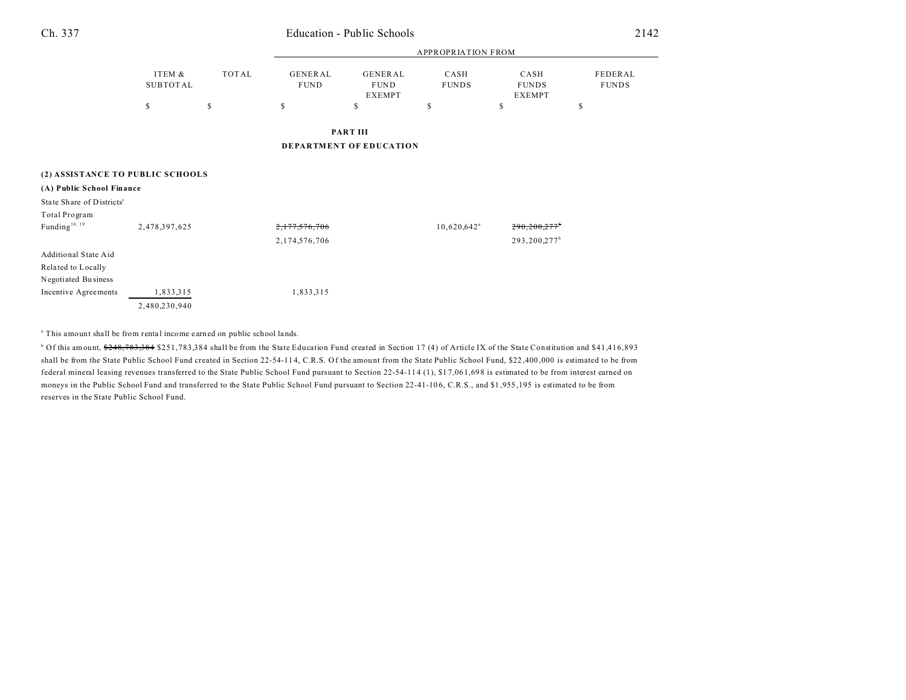| | ITEM & SUBTOTAL | TOTAL | GENERAL FUND | GENERAL FUND EXEMPT | CASH FUNDS | CASH FUNDS EXEMPT | FEDERAL FUNDS |
|---|---|---|---|---|---|---|---|
| | | | APPROPRIATION FROM | | | | |
| | $ | $ | $ | $ | $ | $ | $ |

**PART III**

**DEPARTMENT OF EDUCATION**

**(2) ASSISTANCE TO PUBLIC SCHOOLS**

**(A) Public School Finance**

| | ITEM & SUBTOTAL | TOTAL | GENERAL FUND | GENERAL FUND EXEMPT | CASH FUNDS | CASH FUNDS EXEMPT | FEDERAL FUNDS |
|---|---|---|---|---|---|---|---|
| State Share of Districts' Total Program Funding[18, 19] | 2,478,397,625 | | ~~2,177,576,706~~ 2,174,576,706 | | 10,620,642[a] | ~~290,200,277[b]~~ 293,200,277[b] | |
| Additional State Aid Related to Locally Negotiated Business Incentive Agreements | 1,833,315 | | 1,833,315 | | | | |
| | 2,480,230,940 | | | | | | |

[a] This amount shall be from rental income earned on public school lands.

[b] Of this amount, ~~$248,783,384~~ $251,783,384 shall be from the State Education Fund created in Section 17 (4) of Article IX of the State Constitution and $41,416,893 shall be from the State Public School Fund created in Section 22-54-114, C.R.S. Of the amount from the State Public School Fund, $22,400,000 is estimated to be from federal mineral leasing revenues transferred to the State Public School Fund pursuant to Section 22-54-114 (1), $17,061,698 is estimated to be from interest earned on moneys in the Public School Fund and transferred to the State Public School Fund pursuant to Section 22-41-106, C.R.S., and $1,955,195 is estimated to be from reserves in the State Public School Fund.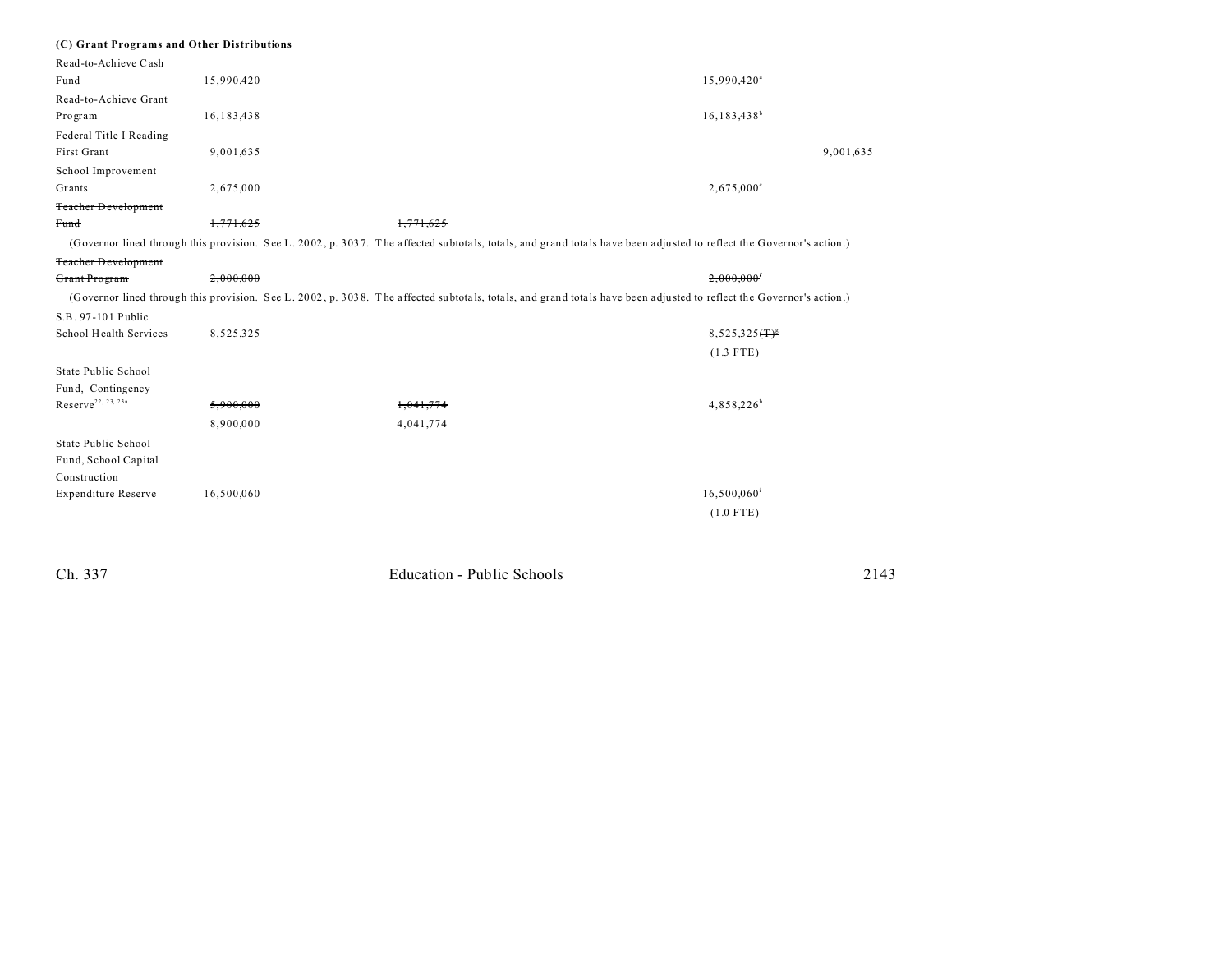**(C) Grant Programs and Other Distributions**

| | | | | |
|---|---|---|---|---|
| Read-to-Achieve Cash Fund | 15,990,420 | | 15,990,420[a] | |
| Read-to-Achieve Grant Program | 16,183,438 | | 16,183,438[b] | |
| Federal Title I Reading First Grant | 9,001,635 | | | 9,001,635 |
| School Improvement Grants | 2,675,000 | | 2,675,000[c] | |
| ~~Teacher Development Fund~~ | ~~1,771,625~~ | ~~1,771,625~~ | | |

(Governor lined through this provision. See L. 2002, p. 3037. The affected subtotals, totals, and grand totals have been adjusted to reflect the Governor's action.)

| | | | | |
|---|---|---|---|---|
| ~~Teacher Development Grant Program~~ | ~~2,000,000~~ | | ~~2,000,000~~[f] | |

(Governor lined through this provision. See L. 2002, p. 3038. The affected subtotals, totals, and grand totals have been adjusted to reflect the Governor's action.)

| | | | | |
|---|---|---|---|---|
| S.B. 97-101 Public School Health Services | 8,525,325 | | 8,525,325~~(T)~~[g] | |
| | | | (1.3 FTE) | |
| State Public School Fund, Contingency Reserve[22, 23, 23a] | ~~5,900,000~~ | ~~1,041,774~~ | 4,858,226[h] | |
| | 8,900,000 | 4,041,774 | | |
| State Public School Fund, School Capital Construction Expenditure Reserve | 16,500,060 | | 16,500,060[i] | |
| | | | (1.0 FTE) | |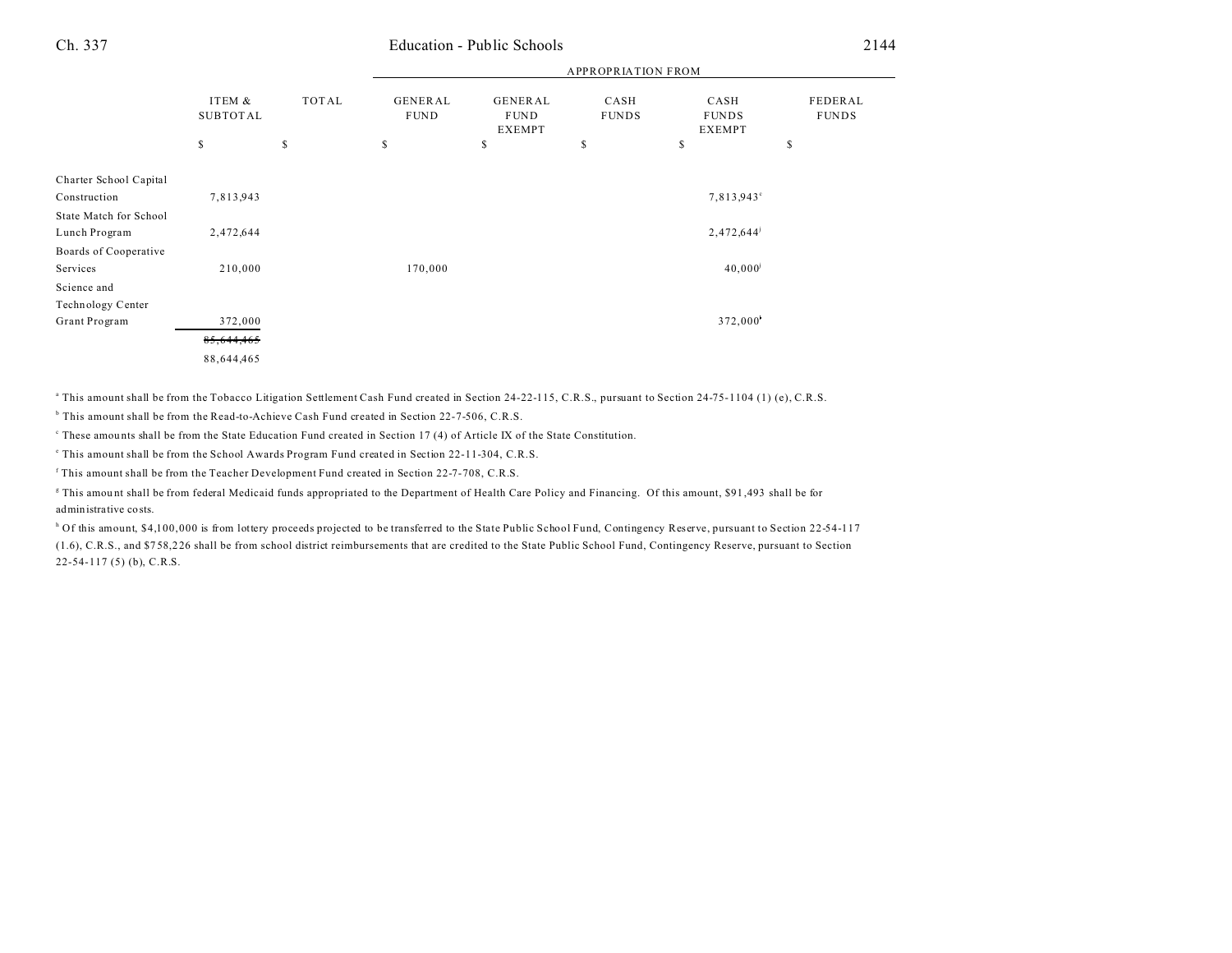| | ITEM & SUBTOTAL | TOTAL | GENERAL FUND | GENERAL FUND EXEMPT | CASH FUNDS | CASH FUNDS EXEMPT | FEDERAL FUNDS |
|---|---|---|---|---|---|---|---|
| | | | APPROPRIATION FROM | | | | |
| | $ | $ | $ | $ | $ | $ | $ |
| Charter School Capital Construction | 7,813,943 | | | | | 7,813,943[c] | |
| State Match for School Lunch Program | 2,472,644 | | | | | 2,472,644[j] | |
| Boards of Cooperative Services | 210,000 | | 170,000 | | | 40,000[j] | |
| Science and Technology Center Grant Program | 372,000 | | | | | 372,000[k] | |
| | ~~85,644,465~~ | | | | | | |
| | 88,644,465 | | | | | | |

[a] This amount shall be from the Tobacco Litigation Settlement Cash Fund created in Section 24-22-115, C.R.S., pursuant to Section 24-75-1104 (1) (e), C.R.S.

[b] This amount shall be from the Read-to-Achieve Cash Fund created in Section 22-7-506, C.R.S.

[c] These amounts shall be from the State Education Fund created in Section 17 (4) of Article IX of the State Constitution.

[e] This amount shall be from the School Awards Program Fund created in Section 22-11-304, C.R.S.

[f] This amount shall be from the Teacher Development Fund created in Section 22-7-708, C.R.S.

[g] This amount shall be from federal Medicaid funds appropriated to the Department of Health Care Policy and Financing. Of this amount, $91,493 shall be for administrative costs.

[h] Of this amount, $4,100,000 is from lottery proceeds projected to be transferred to the State Public School Fund, Contingency Reserve, pursuant to Section 22-54-117 (1.6), C.R.S., and $758,226 shall be from school district reimbursements that are credited to the State Public School Fund, Contingency Reserve, pursuant to Section 22-54-117 (5) (b), C.R.S.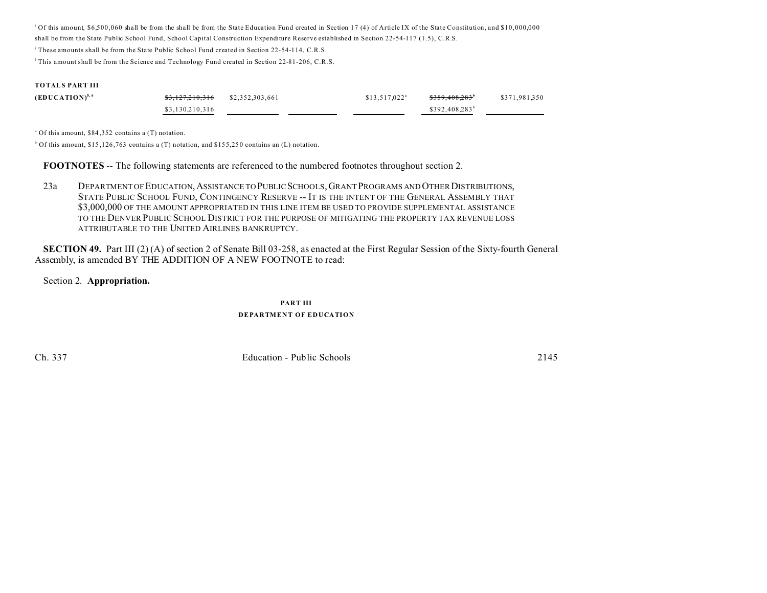[i] Of this amount, $6,500,060 shall be from the shall be from the State Education Fund created in Section 17 (4) of Article IX of the State Constitution, and $10,000,000 shall be from the State Public School Fund, School Capital Construction Expenditure Reserve established in Section 22-54-117 (1.5), C.R.S.

[j] These amounts shall be from the State Public School Fund created in Section 22-54-114, C.R.S.

[l] This amount shall be from the Science and Technology Fund created in Section 22-81-206, C.R.S.

**TOTALS PART III**

| | | | | | | |
|---|---|---|---|---|---|---|
| **(EDUCATION)**[5, 6] | ~~$3,127,210,316~~ | $2,352,303,661 | | $13,517,022[a] | ~~$389,408,283~~[b] | $371,981,350 |
| | $3,130,210,316 | | | | $392,408,283[b] | |

[a] Of this amount, $84,352 contains a (T) notation.

[b] Of this amount, $15,126,763 contains a (T) notation, and $155,250 contains an (L) notation.

**FOOTNOTES** -- The following statements are referenced to the numbered footnotes throughout section 2.

23a DEPARTMENT OF EDUCATION, ASSISTANCE TO PUBLIC SCHOOLS, GRANT PROGRAMS AND OTHER DISTRIBUTIONS, STATE PUBLIC SCHOOL FUND, CONTINGENCY RESERVE -- IT IS THE INTENT OF THE GENERAL ASSEMBLY THAT $3,000,000 OF THE AMOUNT APPROPRIATED IN THIS LINE ITEM BE USED TO PROVIDE SUPPLEMENTAL ASSISTANCE TO THE DENVER PUBLIC SCHOOL DISTRICT FOR THE PURPOSE OF MITIGATING THE PROPERTY TAX REVENUE LOSS ATTRIBUTABLE TO THE UNITED AIRLINES BANKRUPTCY.

**SECTION 49.** Part III (2) (A) of section 2 of Senate Bill 03-258, as enacted at the First Regular Session of the Sixty-fourth General Assembly, is amended BY THE ADDITION OF A NEW FOOTNOTE to read:

Section 2. **Appropriation.**

**PART III**
**DEPARTMENT OF EDUCATION**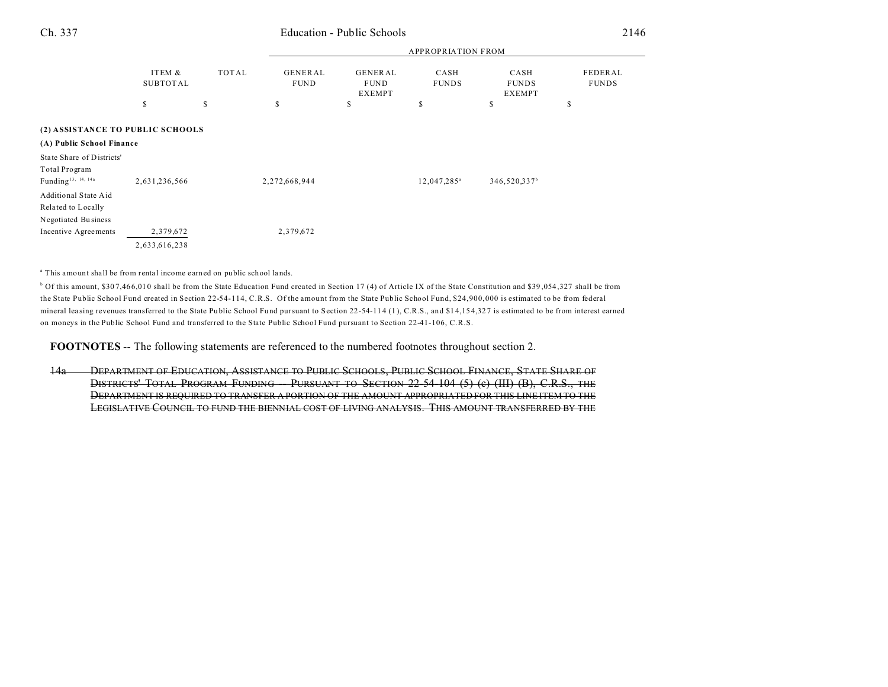| | ITEM & SUBTOTAL | TOTAL | APPROPRIATION FROM GENERAL FUND | GENERAL FUND EXEMPT | CASH FUNDS | CASH FUNDS EXEMPT | FEDERAL FUNDS |
|---|---|---|---|---|---|---|---|
| | $ | $ | $ | $ | $ | $ | $ |
| **(2) ASSISTANCE TO PUBLIC SCHOOLS** | | | | | | | |
| **(A) Public School Finance** | | | | | | | |
| State Share of Districts' Total Program Funding[13, 14, 14a] | 2,631,236,566 | | 2,272,668,944 | | 12,047,285[a] | 346,520,337[b] | |
| Additional State Aid Related to Locally Negotiated Business Incentive Agreements | 2,379,672 | | 2,379,672 | | | | |
| | 2,633,616,238 | | | | | | |

[a] This amount shall be from rental income earned on public school lands.

[b] Of this amount, $307,466,010 shall be from the State Education Fund created in Section 17 (4) of Article IX of the State Constitution and $39,054,327 shall be from the State Public School Fund created in Section 22-54-114, C.R.S. Of the amount from the State Public School Fund, $24,900,000 is estimated to be from federal mineral leasing revenues transferred to the State Public School Fund pursuant to Section 22-54-114 (1), C.R.S., and $14,154,327 is estimated to be from interest earned on moneys in the Public School Fund and transferred to the State Public School Fund pursuant to Section 22-41-106, C.R.S.

**FOOTNOTES** -- The following statements are referenced to the numbered footnotes throughout section 2.

~~14a DEPARTMENT OF EDUCATION, ASSISTANCE TO PUBLIC SCHOOLS, PUBLIC SCHOOL FINANCE, STATE SHARE OF DISTRICTS' TOTAL PROGRAM FUNDING -- PURSUANT TO SECTION 22-54-104 (5) (c) (III) (B), C.R.S., THE DEPARTMENT IS REQUIRED TO TRANSFER A PORTION OF THE AMOUNT APPROPRIATED FOR THIS LINE ITEM TO THE LEGISLATIVE COUNCIL TO FUND THE BIENNIAL COST OF LIVING ANALYSIS. THIS AMOUNT TRANSFERRED BY THE~~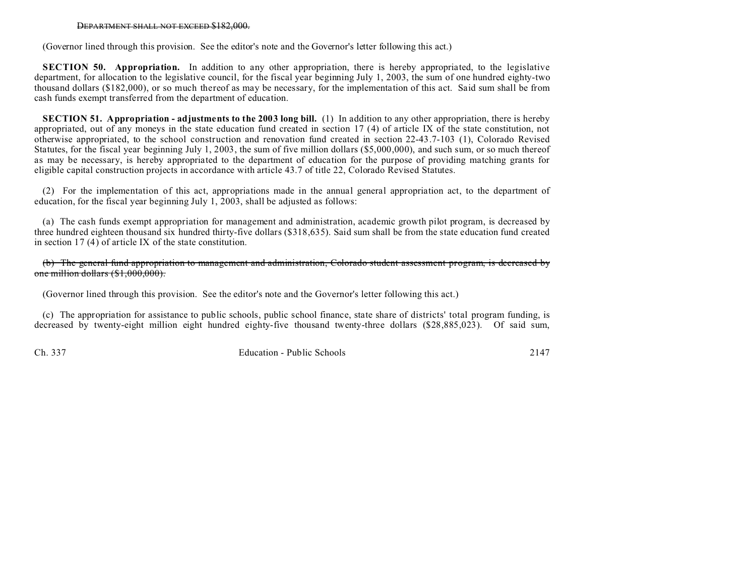~~DEPARTMENT SHALL NOT EXCEED $182,000.~~

(Governor lined through this provision. See the editor's note and the Governor's letter following this act.)

**SECTION 50. Appropriation.** In addition to any other appropriation, there is hereby appropriated, to the legislative department, for allocation to the legislative council, for the fiscal year beginning July 1, 2003, the sum of one hundred eighty-two thousand dollars ($182,000), or so much thereof as may be necessary, for the implementation of this act. Said sum shall be from cash funds exempt transferred from the department of education.

**SECTION 51. Appropriation - adjustments to the 2003 long bill.** (1) In addition to any other appropriation, there is hereby appropriated, out of any moneys in the state education fund created in section 17 (4) of article IX of the state constitution, not otherwise appropriated, to the school construction and renovation fund created in section 22-43.7-103 (1), Colorado Revised Statutes, for the fiscal year beginning July 1, 2003, the sum of five million dollars ($5,000,000), and such sum, or so much thereof as may be necessary, is hereby appropriated to the department of education for the purpose of providing matching grants for eligible capital construction projects in accordance with article 43.7 of title 22, Colorado Revised Statutes.

(2) For the implementation of this act, appropriations made in the annual general appropriation act, to the department of education, for the fiscal year beginning July 1, 2003, shall be adjusted as follows:

(a) The cash funds exempt appropriation for management and administration, academic growth pilot program, is decreased by three hundred eighteen thousand six hundred thirty-five dollars ($318,635). Said sum shall be from the state education fund created in section 17 (4) of article IX of the state constitution.

~~(b) The general fund appropriation to management and administration, Colorado student assessment program, is decreased by one million dollars ($1,000,000).~~

(Governor lined through this provision. See the editor's note and the Governor's letter following this act.)

(c) The appropriation for assistance to public schools, public school finance, state share of districts' total program funding, is decreased by twenty-eight million eight hundred eighty-five thousand twenty-three dollars ($28,885,023). Of said sum,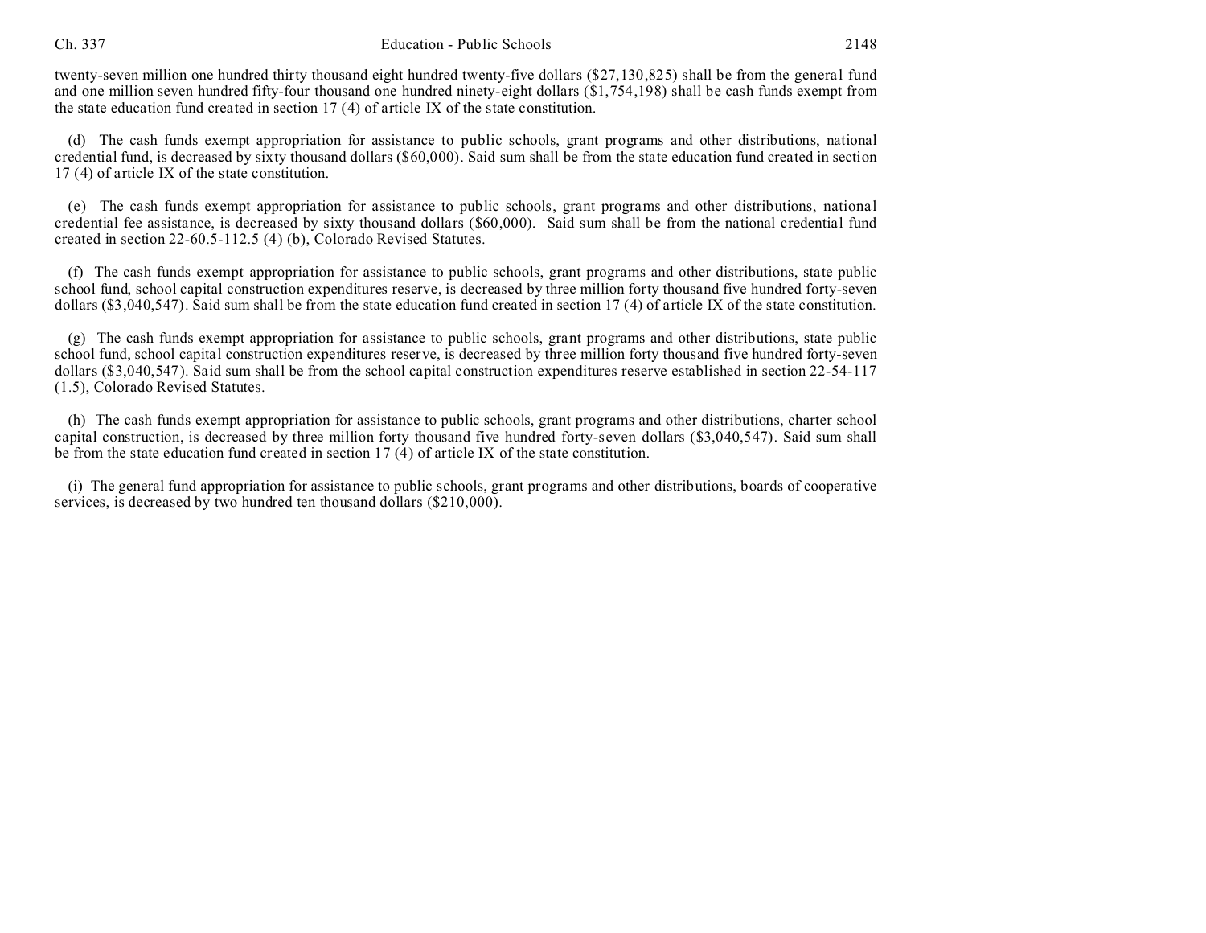twenty-seven million one hundred thirty thousand eight hundred twenty-five dollars ($27,130,825) shall be from the general fund and one million seven hundred fifty-four thousand one hundred ninety-eight dollars ($1,754,198) shall be cash funds exempt from the state education fund created in section 17 (4) of article IX of the state constitution.

(d) The cash funds exempt appropriation for assistance to public schools, grant programs and other distributions, national credential fund, is decreased by sixty thousand dollars ($60,000). Said sum shall be from the state education fund created in section 17 (4) of article IX of the state constitution.

(e) The cash funds exempt appropriation for assistance to public schools, grant programs and other distributions, national credential fee assistance, is decreased by sixty thousand dollars ($60,000). Said sum shall be from the national credential fund created in section 22-60.5-112.5 (4) (b), Colorado Revised Statutes.

(f) The cash funds exempt appropriation for assistance to public schools, grant programs and other distributions, state public school fund, school capital construction expenditures reserve, is decreased by three million forty thousand five hundred forty-seven dollars ($3,040,547). Said sum shall be from the state education fund created in section 17 (4) of article IX of the state constitution.

(g) The cash funds exempt appropriation for assistance to public schools, grant programs and other distributions, state public school fund, school capital construction expenditures reserve, is decreased by three million forty thousand five hundred forty-seven dollars ($3,040,547). Said sum shall be from the school capital construction expenditures reserve established in section 22-54-117 (1.5), Colorado Revised Statutes.

(h) The cash funds exempt appropriation for assistance to public schools, grant programs and other distributions, charter school capital construction, is decreased by three million forty thousand five hundred forty-seven dollars ($3,040,547). Said sum shall be from the state education fund created in section 17 (4) of article IX of the state constitution.

(i) The general fund appropriation for assistance to public schools, grant programs and other distributions, boards of cooperative services, is decreased by two hundred ten thousand dollars ($210,000).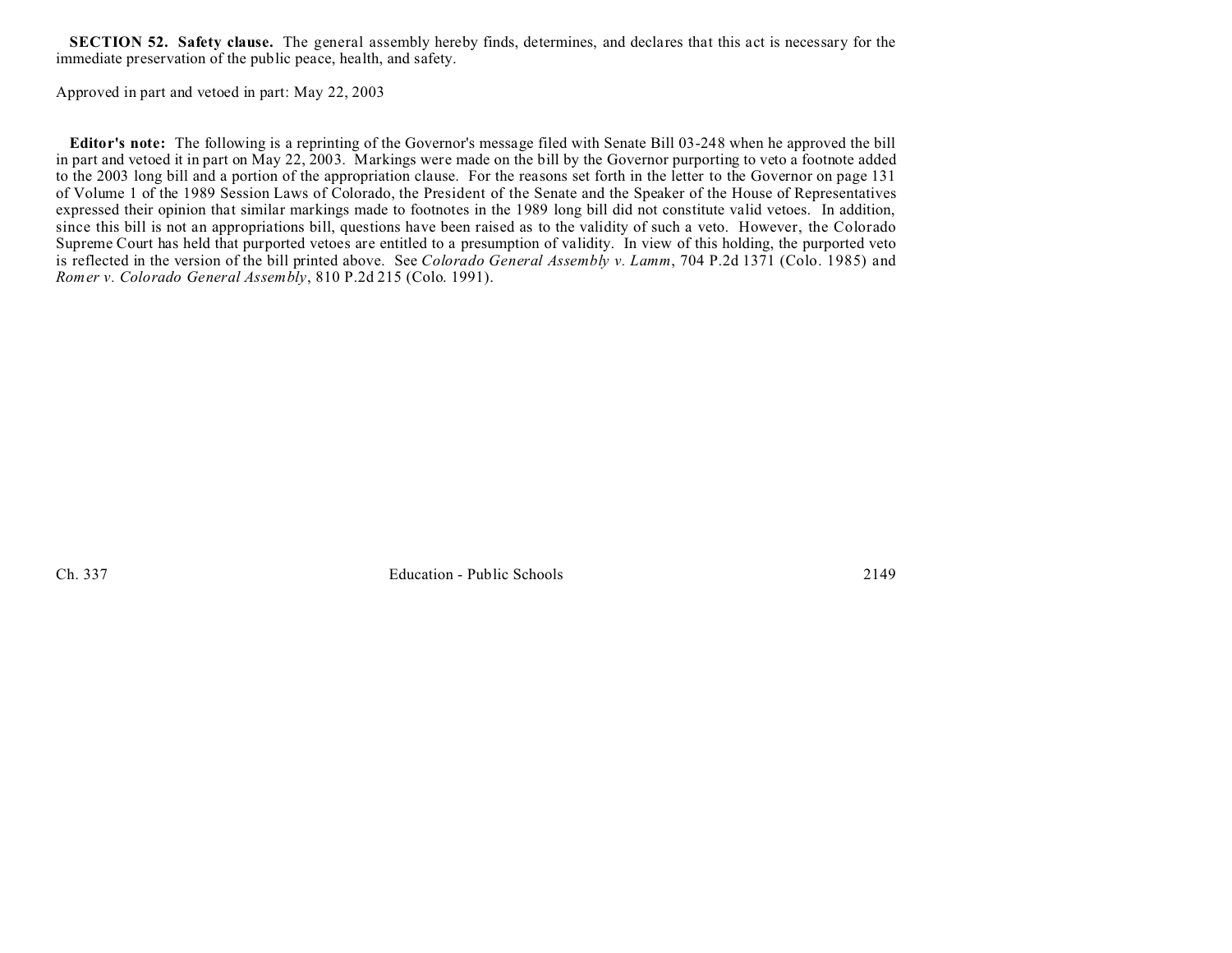**SECTION 52. Safety clause.** The general assembly hereby finds, determines, and declares that this act is necessary for the immediate preservation of the public peace, health, and safety.

Approved in part and vetoed in part: May 22, 2003

**Editor's note:** The following is a reprinting of the Governor's message filed with Senate Bill 03-248 when he approved the bill in part and vetoed it in part on May 22, 2003. Markings were made on the bill by the Governor purporting to veto a footnote added to the 2003 long bill and a portion of the appropriation clause. For the reasons set forth in the letter to the Governor on page 131 of Volume 1 of the 1989 Session Laws of Colorado, the President of the Senate and the Speaker of the House of Representatives expressed their opinion that similar markings made to footnotes in the 1989 long bill did not constitute valid vetoes. In addition, since this bill is not an appropriations bill, questions have been raised as to the validity of such a veto. However, the Colorado Supreme Court has held that purported vetoes are entitled to a presumption of validity. In view of this holding, the purported veto is reflected in the version of the bill printed above. See *Colorado General Assembly v. Lamm*, 704 P.2d 1371 (Colo. 1985) and *Romer v. Colorado General Assembly*, 810 P.2d 215 (Colo. 1991).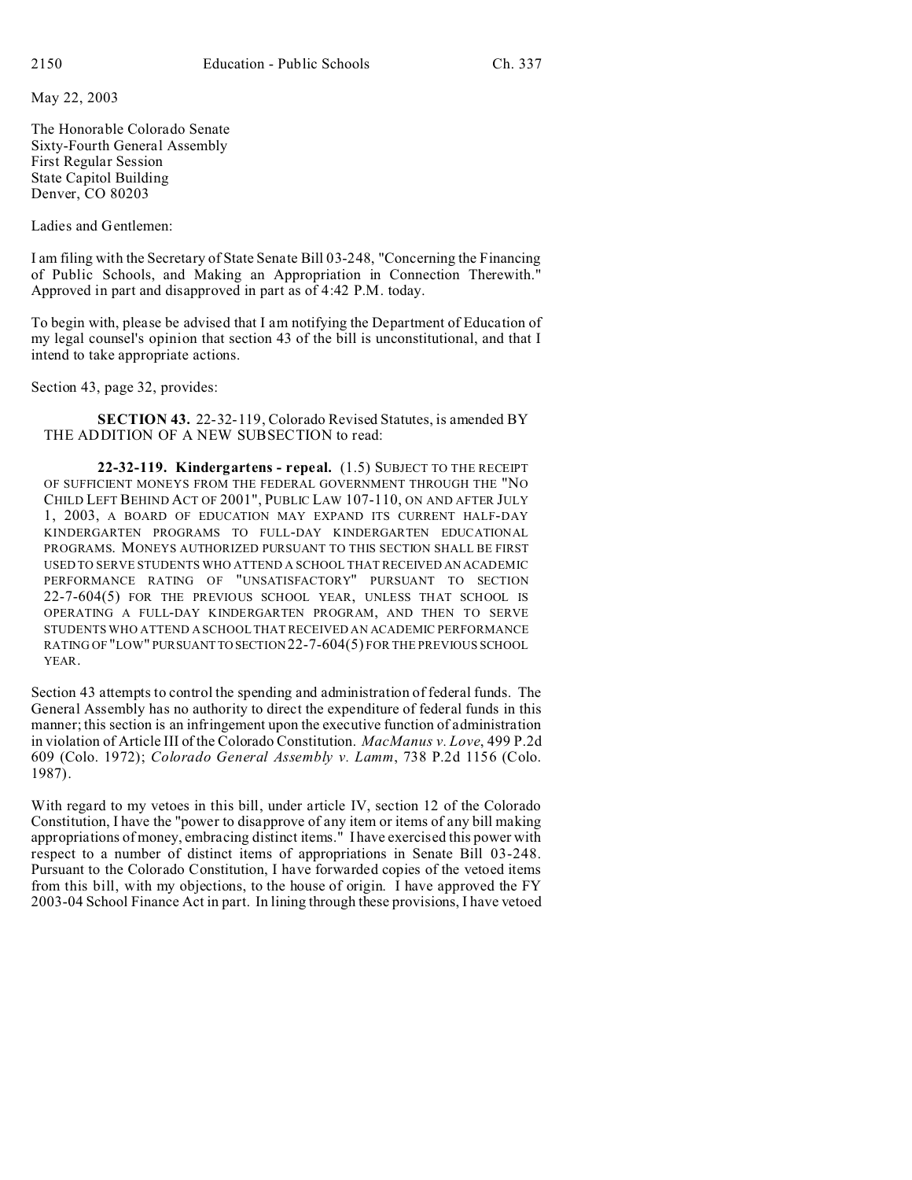May 22, 2003

The Honorable Colorado Senate
Sixty-Fourth General Assembly
First Regular Session
State Capitol Building
Denver, CO 80203

Ladies and Gentlemen:

I am filing with the Secretary of State Senate Bill 03-248, "Concerning the Financing of Public Schools, and Making an Appropriation in Connection Therewith." Approved in part and disapproved in part as of 4:42 P.M. today.

To begin with, please be advised that I am notifying the Department of Education of my legal counsel's opinion that section 43 of the bill is unconstitutional, and that I intend to take appropriate actions.

Section 43, page 32, provides:

> **SECTION 43.** 22-32-119, Colorado Revised Statutes, is amended BY THE ADDITION OF A NEW SUBSECTION to read:
>
> **22-32-119. Kindergartens - repeal.** (1.5) SUBJECT TO THE RECEIPT OF SUFFICIENT MONEYS FROM THE FEDERAL GOVERNMENT THROUGH THE "NO CHILD LEFT BEHIND ACT OF 2001", PUBLIC LAW 107-110, ON AND AFTER JULY 1, 2003, A BOARD OF EDUCATION MAY EXPAND ITS CURRENT HALF-DAY KINDERGARTEN PROGRAMS TO FULL-DAY KINDERGARTEN EDUCATIONAL PROGRAMS. MONEYS AUTHORIZED PURSUANT TO THIS SECTION SHALL BE FIRST USED TO SERVE STUDENTS WHO ATTEND A SCHOOL THAT RECEIVED AN ACADEMIC PERFORMANCE RATING OF "UNSATISFACTORY" PURSUANT TO SECTION 22-7-604(5) FOR THE PREVIOUS SCHOOL YEAR, UNLESS THAT SCHOOL IS OPERATING A FULL-DAY KINDERGARTEN PROGRAM, AND THEN TO SERVE STUDENTS WHO ATTEND A SCHOOL THAT RECEIVED AN ACADEMIC PERFORMANCE RATING OF "LOW" PURSUANT TO SECTION 22-7-604(5) FOR THE PREVIOUS SCHOOL YEAR.

Section 43 attempts to control the spending and administration of federal funds. The General Assembly has no authority to direct the expenditure of federal funds in this manner; this section is an infringement upon the executive function of administration in violation of Article III of the Colorado Constitution. *MacManus v. Love*, 499 P.2d 609 (Colo. 1972); *Colorado General Assembly v. Lamm*, 738 P.2d 1156 (Colo. 1987).

With regard to my vetoes in this bill, under article IV, section 12 of the Colorado Constitution, I have the "power to disapprove of any item or items of any bill making appropriations of money, embracing distinct items." I have exercised this power with respect to a number of distinct items of appropriations in Senate Bill 03-248. Pursuant to the Colorado Constitution, I have forwarded copies of the vetoed items from this bill, with my objections, to the house of origin. I have approved the FY 2003-04 School Finance Act in part. In lining through these provisions, I have vetoed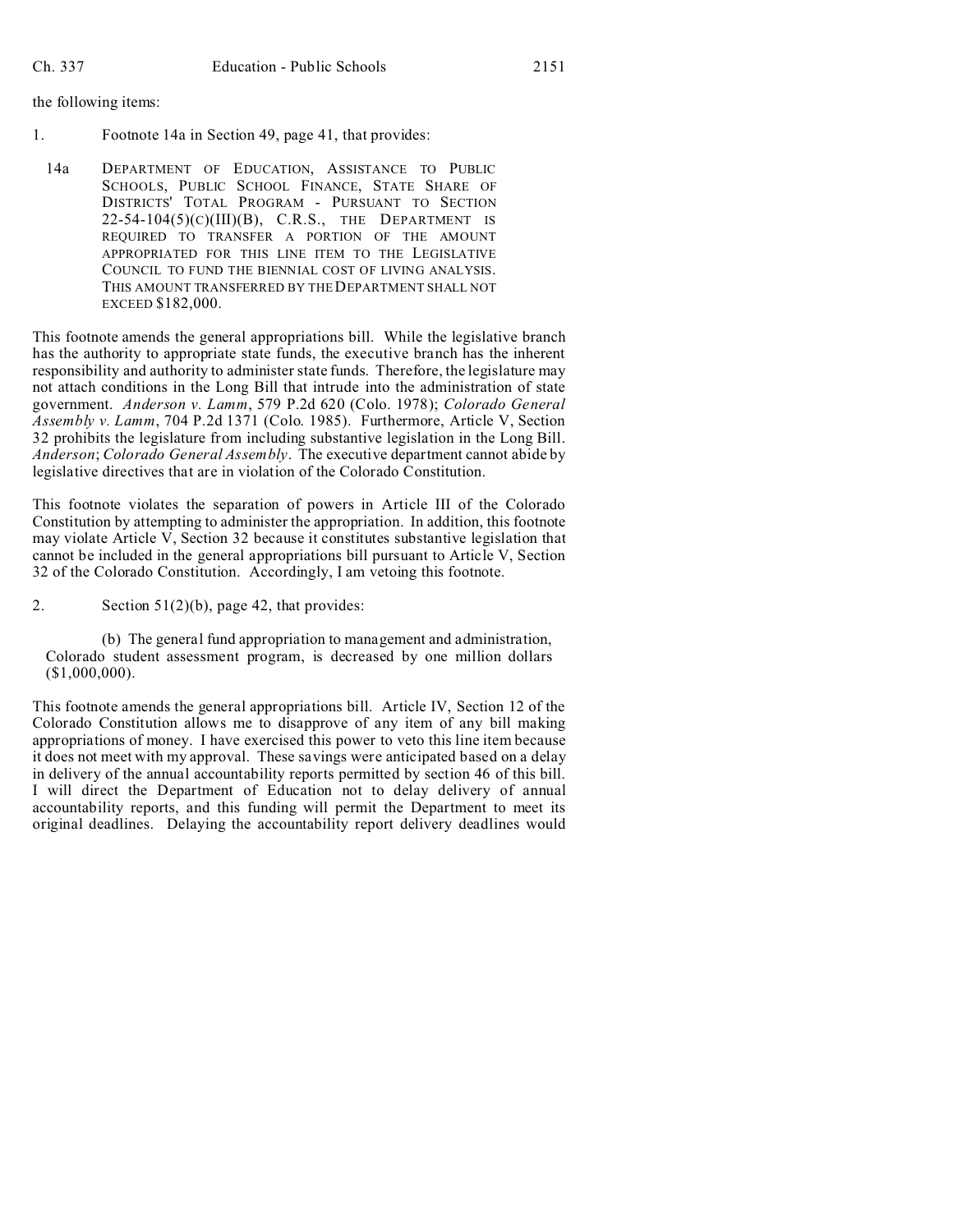the following items:

1. Footnote 14a in Section 49, page 41, that provides:

   14a DEPARTMENT OF EDUCATION, ASSISTANCE TO PUBLIC SCHOOLS, PUBLIC SCHOOL FINANCE, STATE SHARE OF DISTRICTS' TOTAL PROGRAM - PURSUANT TO SECTION 22-54-104(5)(C)(III)(B), C.R.S., THE DEPARTMENT IS REQUIRED TO TRANSFER A PORTION OF THE AMOUNT APPROPRIATED FOR THIS LINE ITEM TO THE LEGISLATIVE COUNCIL TO FUND THE BIENNIAL COST OF LIVING ANALYSIS. THIS AMOUNT TRANSFERRED BY THE DEPARTMENT SHALL NOT EXCEED $182,000.

This footnote amends the general appropriations bill. While the legislative branch has the authority to appropriate state funds, the executive branch has the inherent responsibility and authority to administer state funds. Therefore, the legislature may not attach conditions in the Long Bill that intrude into the administration of state government. *Anderson v. Lamm*, 579 P.2d 620 (Colo. 1978); *Colorado General Assembly v. Lamm*, 704 P.2d 1371 (Colo. 1985). Furthermore, Article V, Section 32 prohibits the legislature from including substantive legislation in the Long Bill. *Anderson*; *Colorado General Assembly*. The executive department cannot abide by legislative directives that are in violation of the Colorado Constitution.

This footnote violates the separation of powers in Article III of the Colorado Constitution by attempting to administer the appropriation. In addition, this footnote may violate Article V, Section 32 because it constitutes substantive legislation that cannot be included in the general appropriations bill pursuant to Article V, Section 32 of the Colorado Constitution. Accordingly, I am vetoing this footnote.

2. Section 51(2)(b), page 42, that provides:

   (b) The general fund appropriation to management and administration, Colorado student assessment program, is decreased by one million dollars ($1,000,000).

This footnote amends the general appropriations bill. Article IV, Section 12 of the Colorado Constitution allows me to disapprove of any item of any bill making appropriations of money. I have exercised this power to veto this line item because it does not meet with my approval. These savings were anticipated based on a delay in delivery of the annual accountability reports permitted by section 46 of this bill. I will direct the Department of Education not to delay delivery of annual accountability reports, and this funding will permit the Department to meet its original deadlines. Delaying the accountability report delivery deadlines would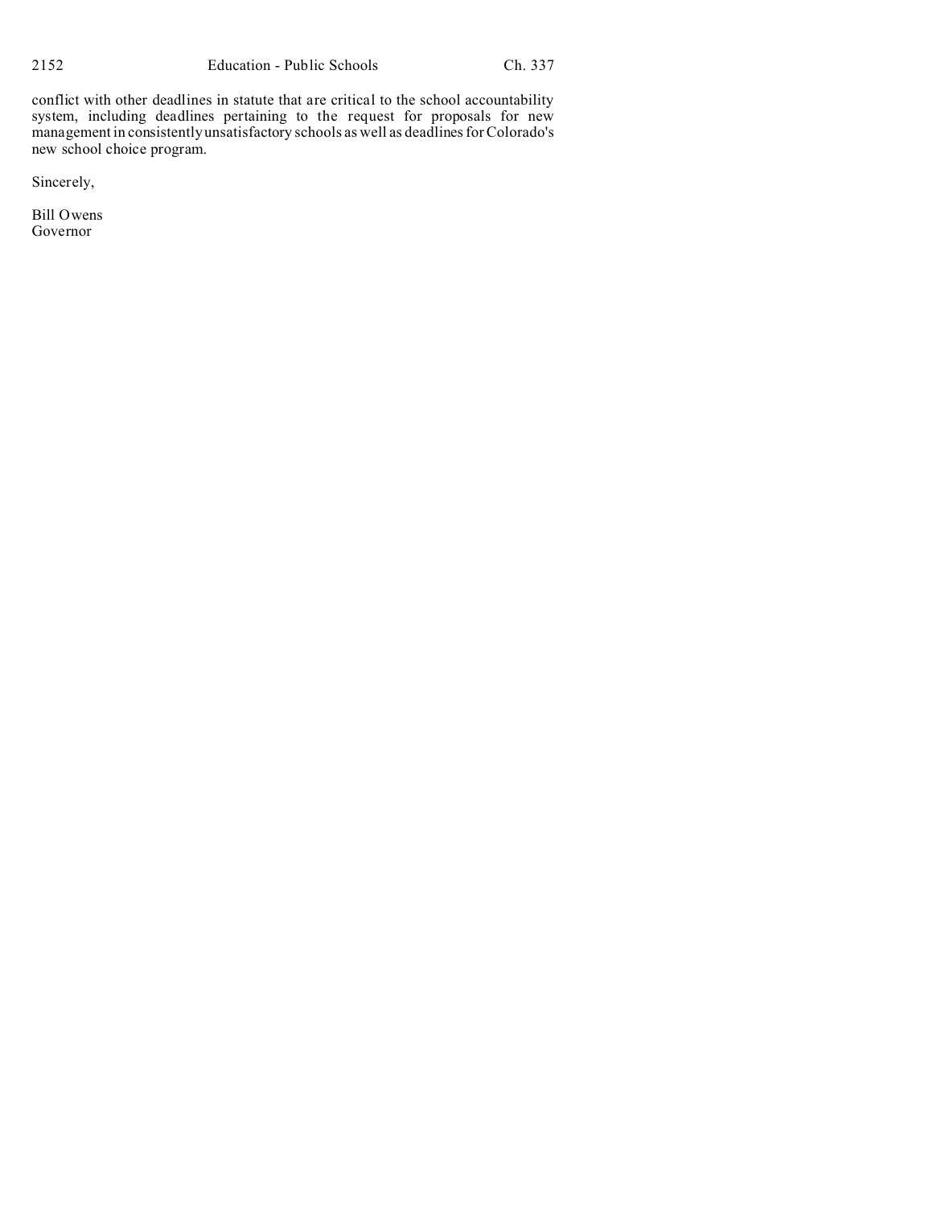conflict with other deadlines in statute that are critical to the school accountability system, including deadlines pertaining to the request for proposals for new management in consistently unsatisfactory schools as well as deadlines for Colorado's new school choice program.

Sincerely,

Bill Owens
Governor